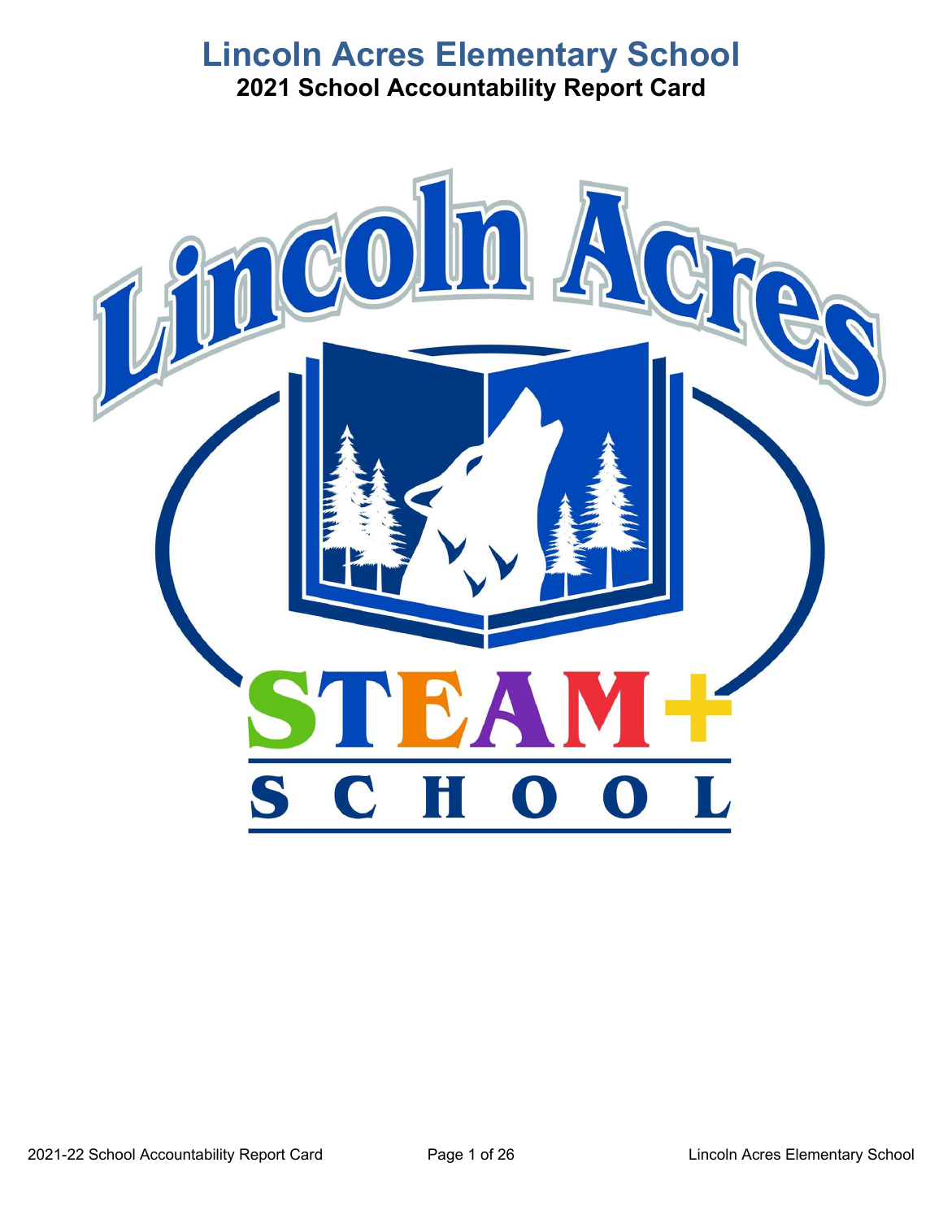# Lincoln Acres Elementary School

## 2021 School Accountability Report Card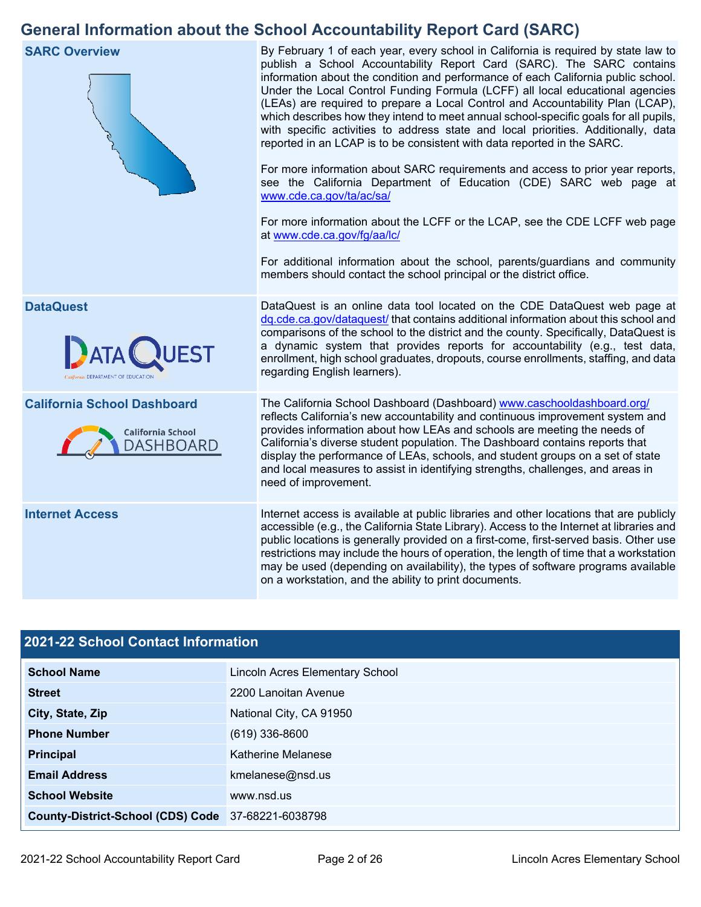## General Information about the School Accountability Report Card (SARC)

| | |
|---|---|
| **SARC Overview** | By February 1 of each year, every school in California is required by state law to publish a School Accountability Report Card (SARC). The SARC contains information about the condition and performance of each California public school. Under the Local Control Funding Formula (LCFF) all local educational agencies (LEAs) are required to prepare a Local Control and Accountability Plan (LCAP), which describes how they intend to meet annual school-specific goals for all pupils, with specific activities to address state and local priorities. Additionally, data reported in an LCAP is to be consistent with data reported in the SARC.<br><br>For more information about SARC requirements and access to prior year reports, see the California Department of Education (CDE) SARC web page at www.cde.ca.gov/ta/ac/sa/<br><br>For more information about the LCFF or the LCAP, see the CDE LCFF web page at www.cde.ca.gov/fg/aa/lc/<br><br>For additional information about the school, parents/guardians and community members should contact the school principal or the district office. |
| **DataQuest** | DataQuest is an online data tool located on the CDE DataQuest web page at dq.cde.ca.gov/dataquest/ that contains additional information about this school and comparisons of the school to the district and the county. Specifically, DataQuest is a dynamic system that provides reports for accountability (e.g., test data, enrollment, high school graduates, dropouts, course enrollments, staffing, and data regarding English learners). |
| **California School Dashboard** | The California School Dashboard (Dashboard) www.caschooldashboard.org/ reflects California's new accountability and continuous improvement system and provides information about how LEAs and schools are meeting the needs of California's diverse student population. The Dashboard contains reports that display the performance of LEAs, schools, and student groups on a set of state and local measures to assist in identifying strengths, challenges, and areas in need of improvement. |
| **Internet Access** | Internet access is available at public libraries and other locations that are publicly accessible (e.g., the California State Library). Access to the Internet at libraries and public locations is generally provided on a first-come, first-served basis. Other use restrictions may include the hours of operation, the length of time that a workstation may be used (depending on availability), the types of software programs available on a workstation, and the ability to print documents. |

### 2021-22 School Contact Information

| | |
|---|---|
| **School Name** | Lincoln Acres Elementary School |
| **Street** | 2200 Lanoitan Avenue |
| **City, State, Zip** | National City, CA 91950 |
| **Phone Number** | (619) 336-8600 |
| **Principal** | Katherine Melanese |
| **Email Address** | kmelanese@nsd.us |
| **School Website** | www.nsd.us |
| **County-District-School (CDS) Code** | 37-68221-6038798 |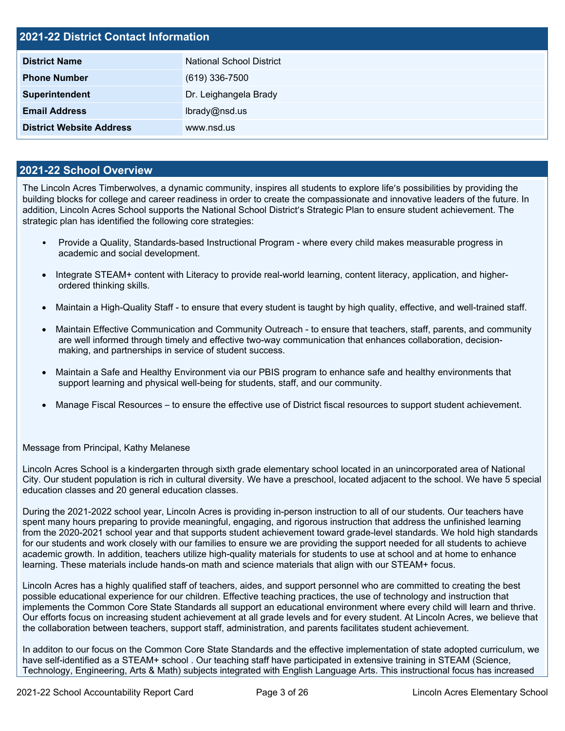## 2021-22 District Contact Information

| 2021-22 District Contact Information | |
|---|---|
| **District Name** | National School District |
| **Phone Number** | (619) 336-7500 |
| **Superintendent** | Dr. Leighangela Brady |
| **Email Address** | lbrady@nsd.us |
| **District Website Address** | www.nsd.us |

## 2021-22 School Overview

The Lincoln Acres Timberwolves, a dynamic community, inspires all students to explore life's possibilities by providing the building blocks for college and career readiness in order to create the compassionate and innovative leaders of the future. In addition, Lincoln Acres School supports the National School District's Strategic Plan to ensure student achievement. The strategic plan has identified the following core strategies:

- Provide a Quality, Standards-based Instructional Program - where every child makes measurable progress in academic and social development.
- Integrate STEAM+ content with Literacy to provide real-world learning, content literacy, application, and higher-ordered thinking skills.
- Maintain a High-Quality Staff - to ensure that every student is taught by high quality, effective, and well-trained staff.
- Maintain Effective Communication and Community Outreach - to ensure that teachers, staff, parents, and community are well informed through timely and effective two-way communication that enhances collaboration, decision-making, and partnerships in service of student success.
- Maintain a Safe and Healthy Environment via our PBIS program to enhance safe and healthy environments that support learning and physical well-being for students, staff, and our community.
- Manage Fiscal Resources – to ensure the effective use of District fiscal resources to support student achievement.

Message from Principal, Kathy Melanese

Lincoln Acres School is a kindergarten through sixth grade elementary school located in an unincorporated area of National City. Our student population is rich in cultural diversity. We have a preschool, located adjacent to the school. We have 5 special education classes and 20 general education classes.

During the 2021-2022 school year, Lincoln Acres is providing in-person instruction to all of our students. Our teachers have spent many hours preparing to provide meaningful, engaging, and rigorous instruction that address the unfinished learning from the 2020-2021 school year and that supports student achievement toward grade-level standards. We hold high standards for our students and work closely with our families to ensure we are providing the support needed for all students to achieve academic growth. In addition, teachers utilize high-quality materials for students to use at school and at home to enhance learning. These materials include hands-on math and science materials that align with our STEAM+ focus.

Lincoln Acres has a highly qualified staff of teachers, aides, and support personnel who are committed to creating the best possible educational experience for our children. Effective teaching practices, the use of technology and instruction that implements the Common Core State Standards all support an educational environment where every child will learn and thrive. Our efforts focus on increasing student achievement at all grade levels and for every student. At Lincoln Acres, we believe that the collaboration between teachers, support staff, administration, and parents facilitates student achievement.

In additon to our focus on the Common Core State Standards and the effective implementation of state adopted curriculum, we have self-identified as a STEAM+ school . Our teaching staff have participated in extensive training in STEAM (Science, Technology, Engineering, Arts & Math) subjects integrated with English Language Arts. This instructional focus has increased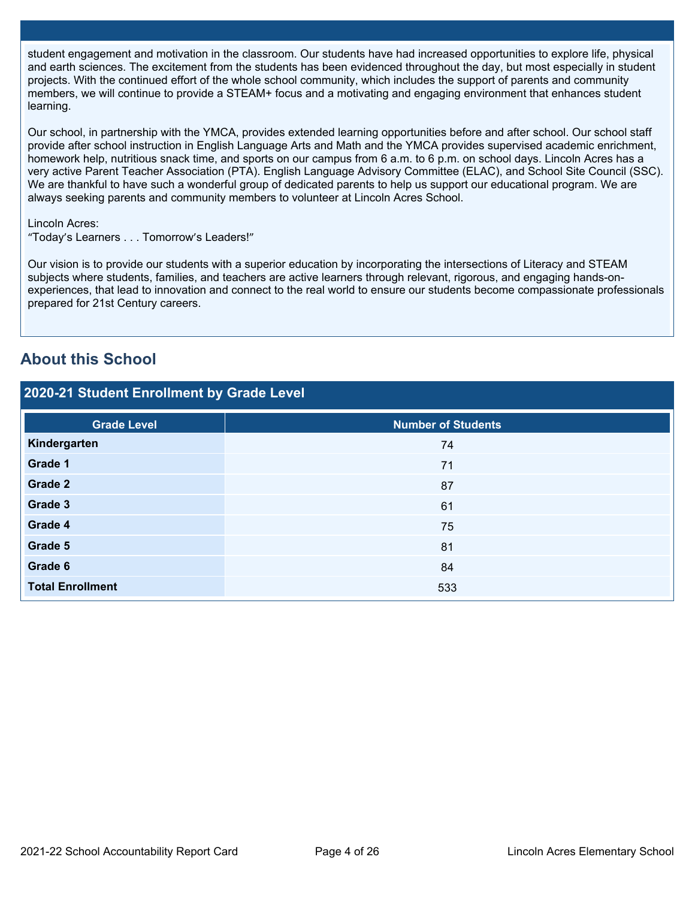student engagement and motivation in the classroom. Our students have had increased opportunities to explore life, physical and earth sciences. The excitement from the students has been evidenced throughout the day, but most especially in student projects. With the continued effort of the whole school community, which includes the support of parents and community members, we will continue to provide a STEAM+ focus and a motivating and engaging environment that enhances student learning.

Our school, in partnership with the YMCA, provides extended learning opportunities before and after school. Our school staff provide after school instruction in English Language Arts and Math and the YMCA provides supervised academic enrichment, homework help, nutritious snack time, and sports on our campus from 6 a.m. to 6 p.m. on school days. Lincoln Acres has a very active Parent Teacher Association (PTA). English Language Advisory Committee (ELAC), and School Site Council (SSC). We are thankful to have such a wonderful group of dedicated parents to help us support our educational program. We are always seeking parents and community members to volunteer at Lincoln Acres School.

Lincoln Acres:
"Today's Learners . . . Tomorrow's Leaders!"

Our vision is to provide our students with a superior education by incorporating the intersections of Literacy and STEAM subjects where students, families, and teachers are active learners through relevant, rigorous, and engaging hands-on-experiences, that lead to innovation and connect to the real world to ensure our students become compassionate professionals prepared for 21st Century careers.

## About this School

### 2020-21 Student Enrollment by Grade Level

| Grade Level | Number of Students |
|---|---|
| **Kindergarten** | 74 |
| **Grade 1** | 71 |
| **Grade 2** | 87 |
| **Grade 3** | 61 |
| **Grade 4** | 75 |
| **Grade 5** | 81 |
| **Grade 6** | 84 |
| **Total Enrollment** | 533 |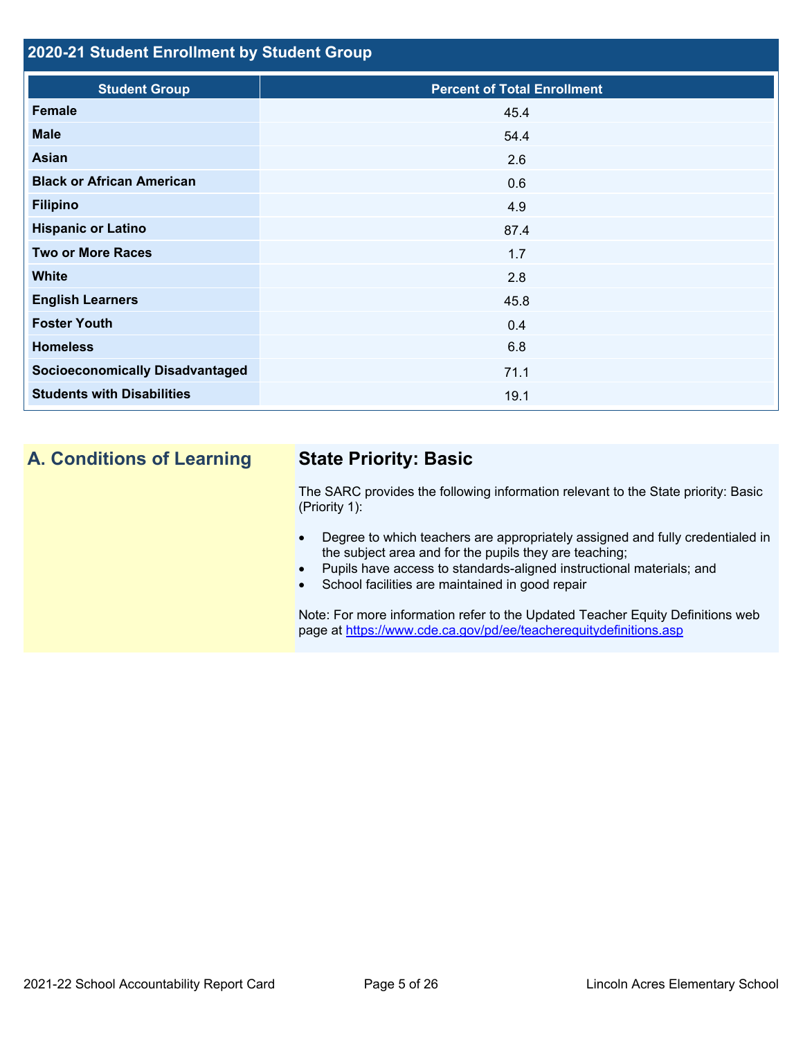## 2020-21 Student Enrollment by Student Group

| Student Group | Percent of Total Enrollment |
|---|---|
| Female | 45.4 |
| Male | 54.4 |
| Asian | 2.6 |
| Black or African American | 0.6 |
| Filipino | 4.9 |
| Hispanic or Latino | 87.4 |
| Two or More Races | 1.7 |
| White | 2.8 |
| English Learners | 45.8 |
| Foster Youth | 0.4 |
| Homeless | 6.8 |
| Socioeconomically Disadvantaged | 71.1 |
| Students with Disabilities | 19.1 |

# A. Conditions of Learning

## State Priority: Basic

The SARC provides the following information relevant to the State priority: Basic (Priority 1):

- Degree to which teachers are appropriately assigned and fully credentialed in the subject area and for the pupils they are teaching;
- Pupils have access to standards-aligned instructional materials; and
- School facilities are maintained in good repair

Note: For more information refer to the Updated Teacher Equity Definitions web page at https://www.cde.ca.gov/pd/ee/teacherequitydefinitions.asp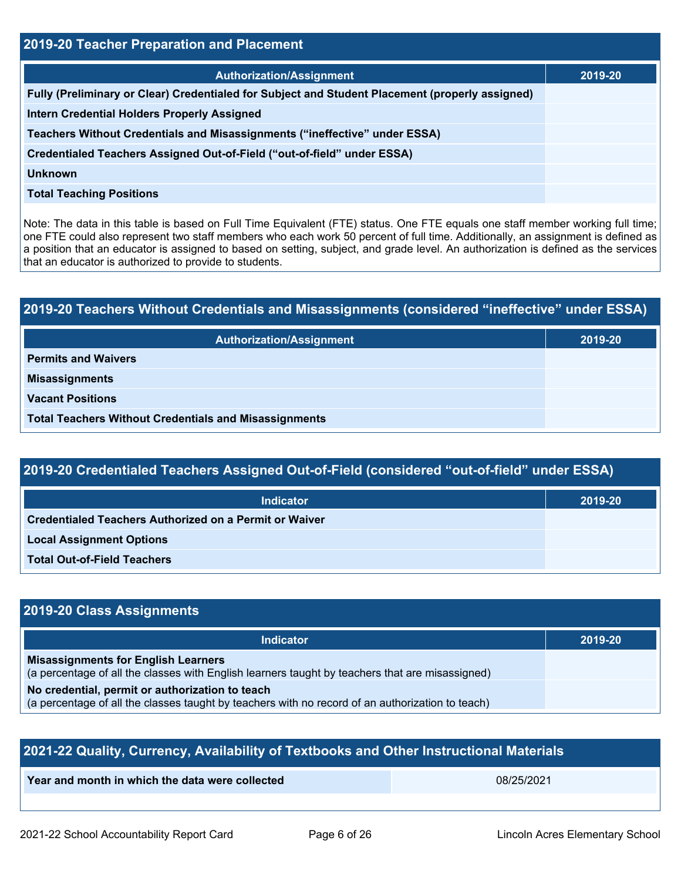## 2019-20 Teacher Preparation and Placement

| Authorization/Assignment | 2019-20 |
| --- | --- |
| Fully (Preliminary or Clear) Credentialed for Subject and Student Placement (properly assigned) | |
| Intern Credential Holders Properly Assigned | |
| Teachers Without Credentials and Misassignments ("ineffective" under ESSA) | |
| Credentialed Teachers Assigned Out-of-Field ("out-of-field" under ESSA) | |
| Unknown | |
| Total Teaching Positions | |

Note: The data in this table is based on Full Time Equivalent (FTE) status. One FTE equals one staff member working full time; one FTE could also represent two staff members who each work 50 percent of full time. Additionally, an assignment is defined as a position that an educator is assigned to based on setting, subject, and grade level. An authorization is defined as the services that an educator is authorized to provide to students.

## 2019-20 Teachers Without Credentials and Misassignments (considered "ineffective" under ESSA)

| Authorization/Assignment | 2019-20 |
| --- | --- |
| Permits and Waivers | |
| Misassignments | |
| Vacant Positions | |
| Total Teachers Without Credentials and Misassignments | |

## 2019-20 Credentialed Teachers Assigned Out-of-Field (considered "out-of-field" under ESSA)

| Indicator | 2019-20 |
| --- | --- |
| Credentialed Teachers Authorized on a Permit or Waiver | |
| Local Assignment Options | |
| Total Out-of-Field Teachers | |

## 2019-20 Class Assignments

| Indicator | 2019-20 |
| --- | --- |
| **Misassignments for English Learners** (a percentage of all the classes with English learners taught by teachers that are misassigned) | |
| **No credential, permit or authorization to teach** (a percentage of all the classes taught by teachers with no record of an authorization to teach) | |

## 2021-22 Quality, Currency, Availability of Textbooks and Other Instructional Materials

| Year and month in which the data were collected | 08/25/2021 |
| --- | --- |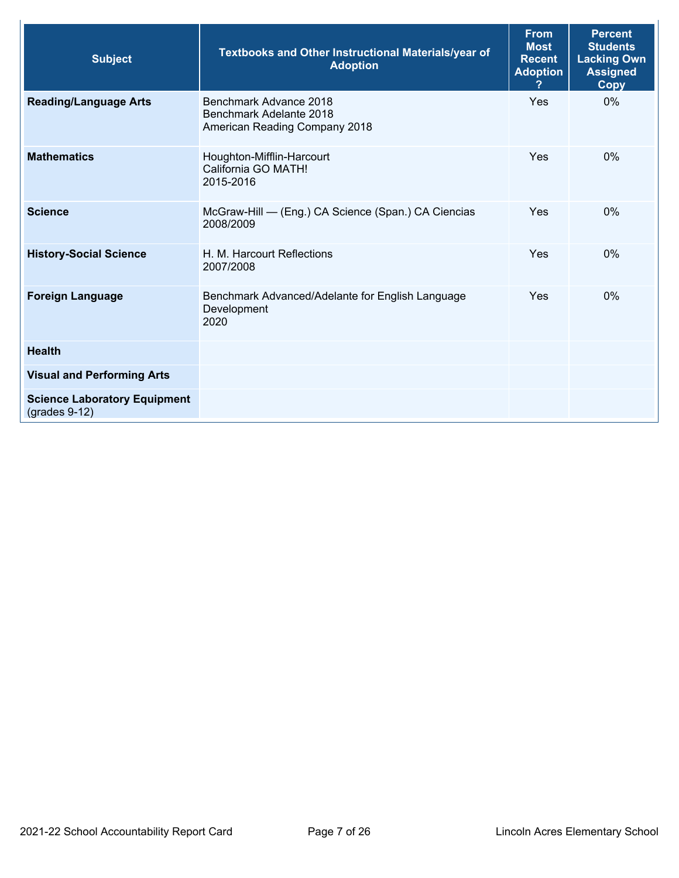| Subject | Textbooks and Other Instructional Materials/year of Adoption | From Most Recent Adoption ? | Percent Students Lacking Own Assigned Copy |
|---|---|---|---|
| **Reading/Language Arts** | Benchmark Advance 2018<br>Benchmark Adelante 2018<br>American Reading Company 2018 | Yes | 0% |
| **Mathematics** | Houghton-Mifflin-Harcourt<br>California GO MATH!<br>2015-2016 | Yes | 0% |
| **Science** | McGraw-Hill — (Eng.) CA Science (Span.) CA Ciencias<br>2008/2009 | Yes | 0% |
| **History-Social Science** | H. M. Harcourt Reflections<br>2007/2008 | Yes | 0% |
| **Foreign Language** | Benchmark Advanced/Adelante for English Language Development<br>2020 | Yes | 0% |
| **Health** | | | |
| **Visual and Performing Arts** | | | |
| **Science Laboratory Equipment** (grades 9-12) | | | |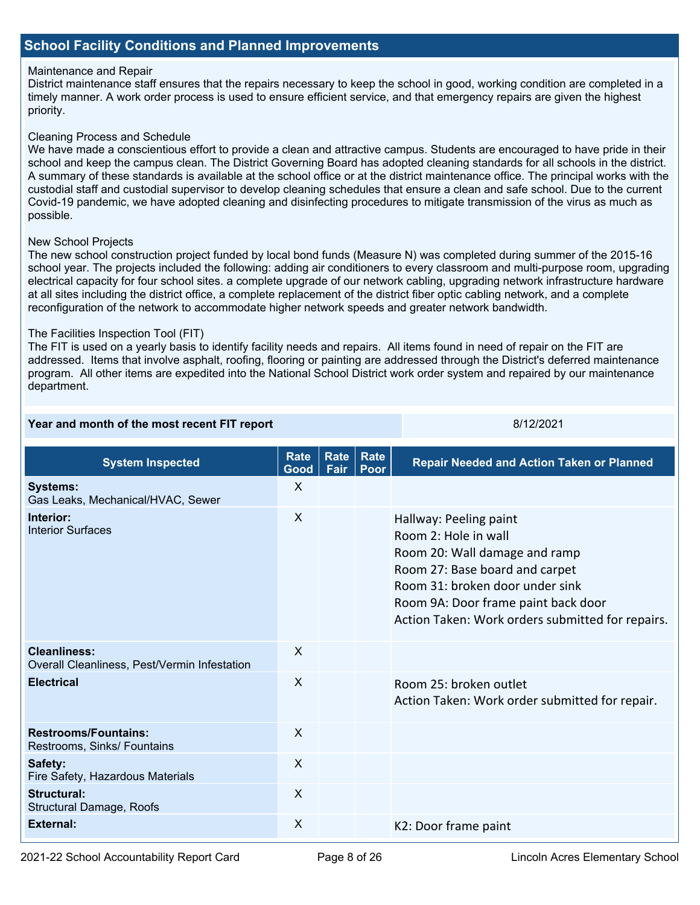## School Facility Conditions and Planned Improvements

Maintenance and Repair
District maintenance staff ensures that the repairs necessary to keep the school in good, working condition are completed in a timely manner. A work order process is used to ensure efficient service, and that emergency repairs are given the highest priority.

Cleaning Process and Schedule
We have made a conscientious effort to provide a clean and attractive campus. Students are encouraged to have pride in their school and keep the campus clean. The District Governing Board has adopted cleaning standards for all schools in the district. A summary of these standards is available at the school office or at the district maintenance office. The principal works with the custodial staff and custodial supervisor to develop cleaning schedules that ensure a clean and safe school. Due to the current Covid-19 pandemic, we have adopted cleaning and disinfecting procedures to mitigate transmission of the virus as much as possible.

New School Projects
The new school construction project funded by local bond funds (Measure N) was completed during summer of the 2015-16 school year. The projects included the following: adding air conditioners to every classroom and multi-purpose room, upgrading electrical capacity for four school sites. a complete upgrade of our network cabling, upgrading network infrastructure hardware at all sites including the district office, a complete replacement of the district fiber optic cabling network, and a complete reconfiguration of the network to accommodate higher network speeds and greater network bandwidth.

The Facilities Inspection Tool (FIT)
The FIT is used on a yearly basis to identify facility needs and repairs. All items found in need of repair on the FIT are addressed. Items that involve asphalt, roofing, flooring or painting are addressed through the District's deferred maintenance program. All other items are expedited into the National School District work order system and repaired by our maintenance department.

| Year and month of the most recent FIT report | 8/12/2021 |
|---|---|

| System Inspected | Rate Good | Rate Fair | Rate Poor | Repair Needed and Action Taken or Planned |
|---|---|---|---|---|
| **Systems:** Gas Leaks, Mechanical/HVAC, Sewer | X | | | |
| **Interior:** Interior Surfaces | X | | | Hallway: Peeling paint<br>Room 2: Hole in wall<br>Room 20: Wall damage and ramp<br>Room 27: Base board and carpet<br>Room 31: broken door under sink<br>Room 9A: Door frame paint back door<br>Action Taken: Work orders submitted for repairs. |
| **Cleanliness:** Overall Cleanliness, Pest/Vermin Infestation | X | | | |
| **Electrical** | X | | | Room 25: broken outlet<br>Action Taken: Work order submitted for repair. |
| **Restrooms/Fountains:** Restrooms, Sinks/ Fountains | X | | | |
| **Safety:** Fire Safety, Hazardous Materials | X | | | |
| **Structural:** Structural Damage, Roofs | X | | | |
| **External:** | X | | | K2: Door frame paint |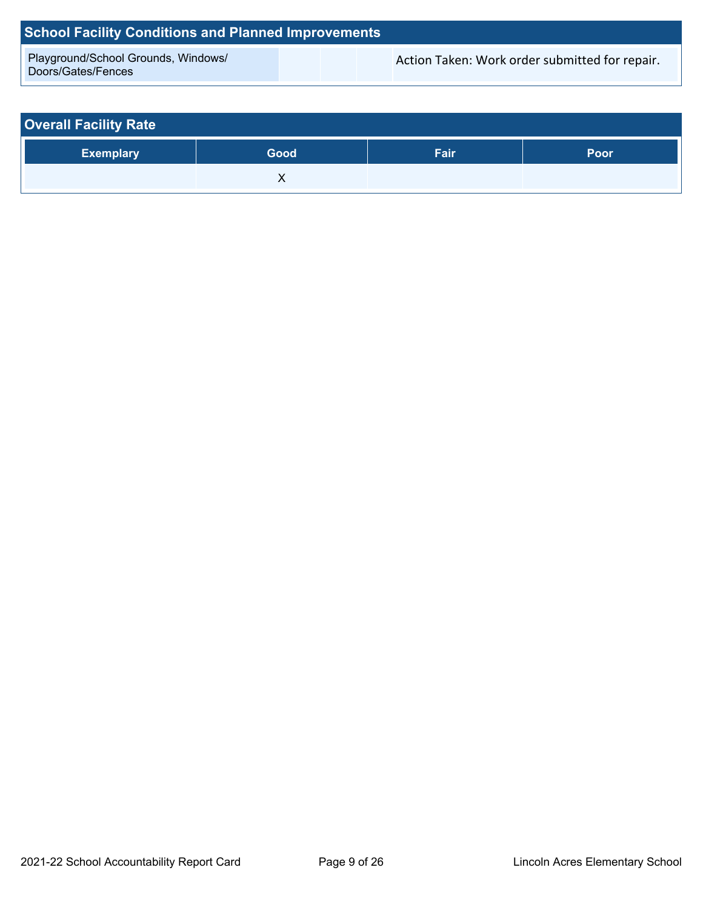## School Facility Conditions and Planned Improvements

| | | | | |
|---|---|---|---|---|
| Playground/School Grounds, Windows/ Doors/Gates/Fences | | | | Action Taken: Work order submitted for repair. |

## Overall Facility Rate

| Exemplary | Good | Fair | Poor |
|---|---|---|---|
| | X | | |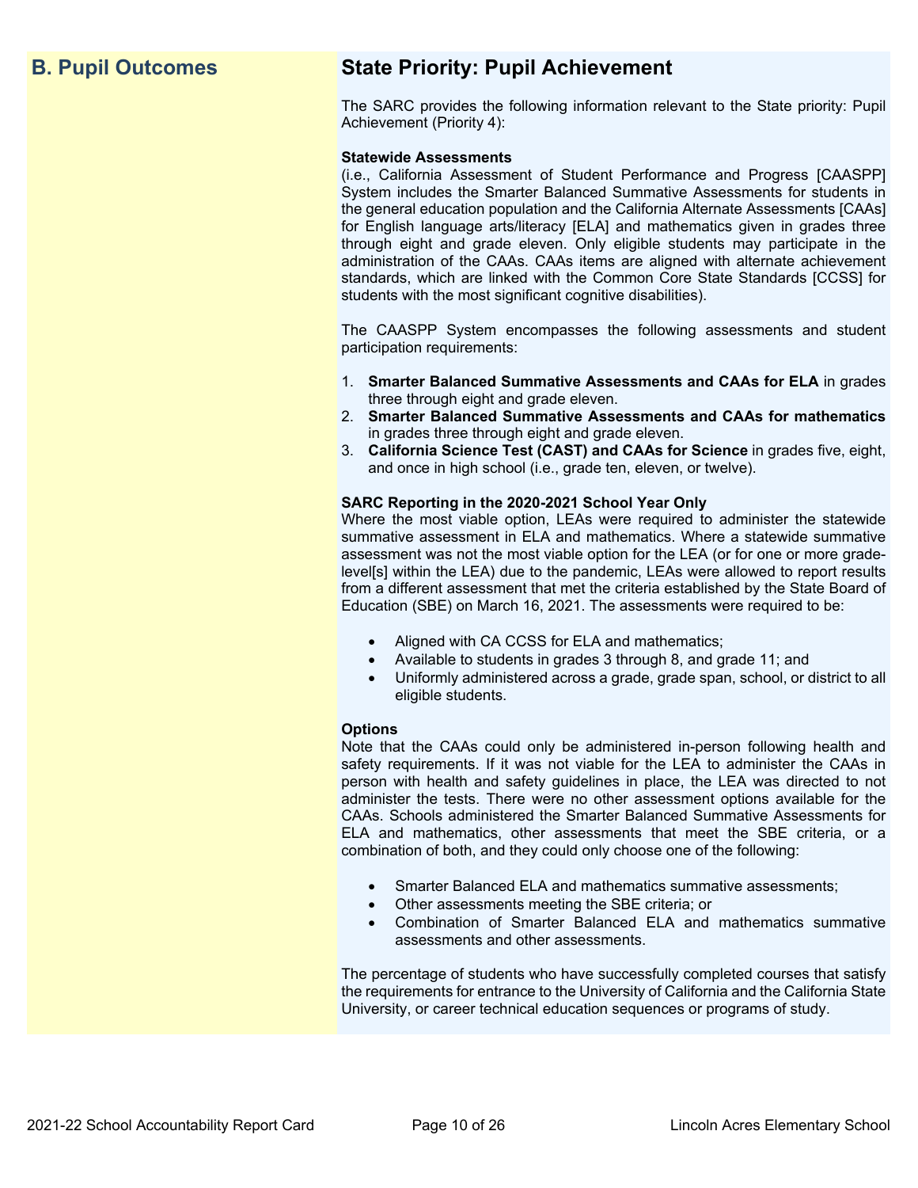## B. Pupil Outcomes

## State Priority: Pupil Achievement

The SARC provides the following information relevant to the State priority: Pupil Achievement (Priority 4):

**Statewide Assessments**
(i.e., California Assessment of Student Performance and Progress [CAASPP] System includes the Smarter Balanced Summative Assessments for students in the general education population and the California Alternate Assessments [CAAs] for English language arts/literacy [ELA] and mathematics given in grades three through eight and grade eleven. Only eligible students may participate in the administration of the CAAs. CAAs items are aligned with alternate achievement standards, which are linked with the Common Core State Standards [CCSS] for students with the most significant cognitive disabilities).

The CAASPP System encompasses the following assessments and student participation requirements:

1. **Smarter Balanced Summative Assessments and CAAs for ELA** in grades three through eight and grade eleven.
2. **Smarter Balanced Summative Assessments and CAAs for mathematics** in grades three through eight and grade eleven.
3. **California Science Test (CAST) and CAAs for Science** in grades five, eight, and once in high school (i.e., grade ten, eleven, or twelve).

**SARC Reporting in the 2020-2021 School Year Only**
Where the most viable option, LEAs were required to administer the statewide summative assessment in ELA and mathematics. Where a statewide summative assessment was not the most viable option for the LEA (or for one or more grade-level[s] within the LEA) due to the pandemic, LEAs were allowed to report results from a different assessment that met the criteria established by the State Board of Education (SBE) on March 16, 2021. The assessments were required to be:

- Aligned with CA CCSS for ELA and mathematics;
- Available to students in grades 3 through 8, and grade 11; and
- Uniformly administered across a grade, grade span, school, or district to all eligible students.

**Options**
Note that the CAAs could only be administered in-person following health and safety requirements. If it was not viable for the LEA to administer the CAAs in person with health and safety guidelines in place, the LEA was directed to not administer the tests. There were no other assessment options available for the CAAs. Schools administered the Smarter Balanced Summative Assessments for ELA and mathematics, other assessments that meet the SBE criteria, or a combination of both, and they could only choose one of the following:

- Smarter Balanced ELA and mathematics summative assessments;
- Other assessments meeting the SBE criteria; or
- Combination of Smarter Balanced ELA and mathematics summative assessments and other assessments.

The percentage of students who have successfully completed courses that satisfy the requirements for entrance to the University of California and the California State University, or career technical education sequences or programs of study.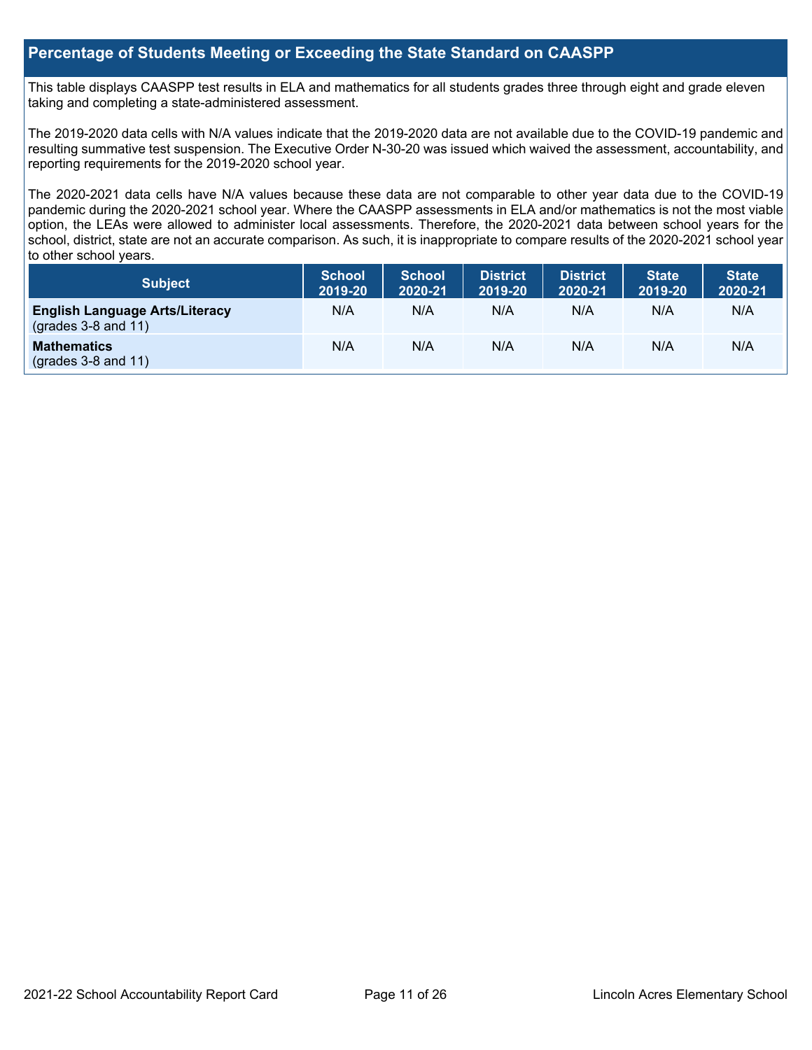## Percentage of Students Meeting or Exceeding the State Standard on CAASPP

This table displays CAASPP test results in ELA and mathematics for all students grades three through eight and grade eleven taking and completing a state-administered assessment.

The 2019-2020 data cells with N/A values indicate that the 2019-2020 data are not available due to the COVID-19 pandemic and resulting summative test suspension. The Executive Order N-30-20 was issued which waived the assessment, accountability, and reporting requirements for the 2019-2020 school year.

The 2020-2021 data cells have N/A values because these data are not comparable to other year data due to the COVID-19 pandemic during the 2020-2021 school year. Where the CAASPP assessments in ELA and/or mathematics is not the most viable option, the LEAs were allowed to administer local assessments. Therefore, the 2020-2021 data between school years for the school, district, state are not an accurate comparison. As such, it is inappropriate to compare results of the 2020-2021 school year to other school years.

| Subject | School 2019-20 | School 2020-21 | District 2019-20 | District 2020-21 | State 2019-20 | State 2020-21 |
|---|---|---|---|---|---|---|
| **English Language Arts/Literacy** (grades 3-8 and 11) | N/A | N/A | N/A | N/A | N/A | N/A |
| **Mathematics** (grades 3-8 and 11) | N/A | N/A | N/A | N/A | N/A | N/A |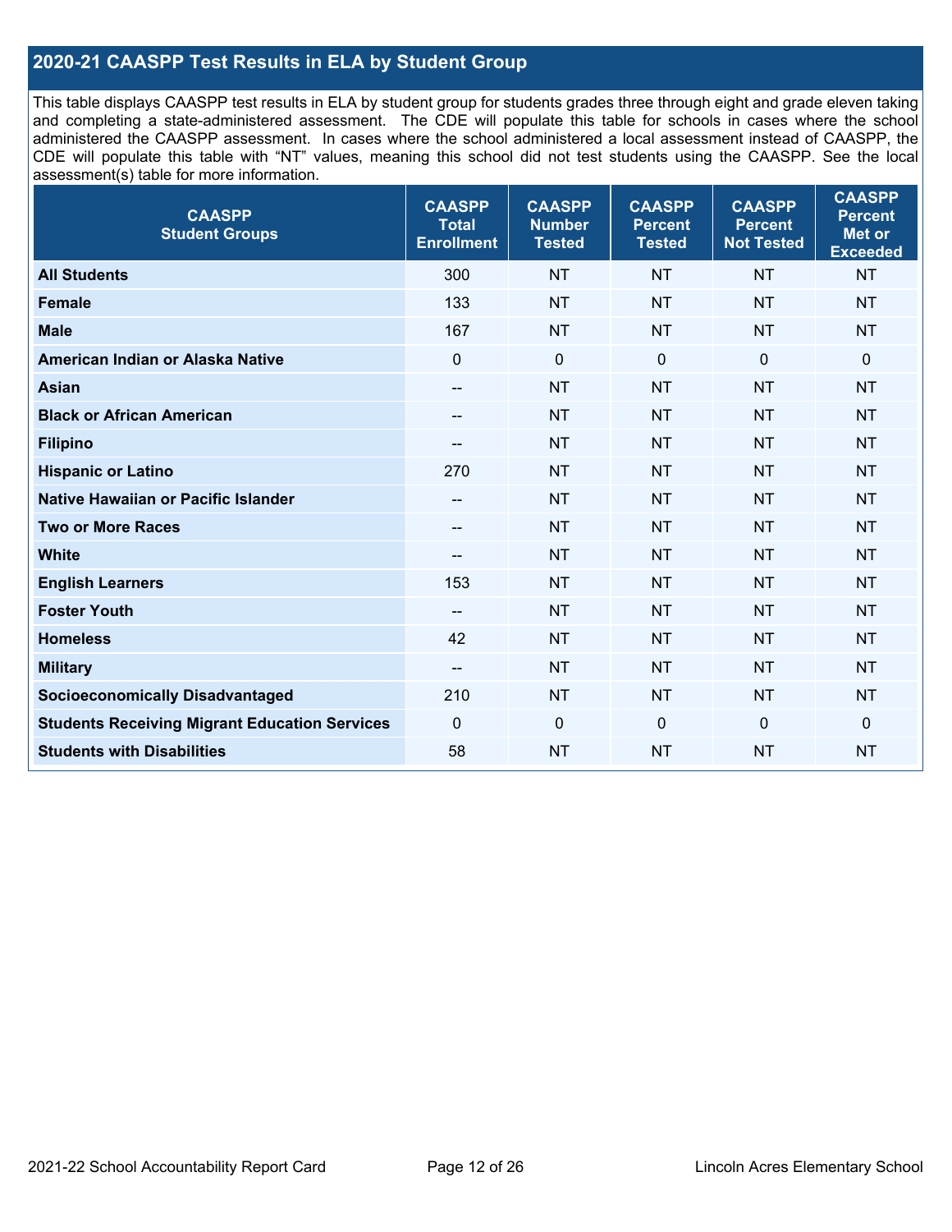## 2020-21 CAASPP Test Results in ELA by Student Group

This table displays CAASPP test results in ELA by student group for students grades three through eight and grade eleven taking and completing a state-administered assessment. The CDE will populate this table for schools in cases where the school administered the CAASPP assessment. In cases where the school administered a local assessment instead of CAASPP, the CDE will populate this table with "NT" values, meaning this school did not test students using the CAASPP. See the local assessment(s) table for more information.

| CAASPP Student Groups | CAASPP Total Enrollment | CAASPP Number Tested | CAASPP Percent Tested | CAASPP Percent Not Tested | CAASPP Percent Met or Exceeded |
|---|---|---|---|---|---|
| **All Students** | 300 | NT | NT | NT | NT |
| **Female** | 133 | NT | NT | NT | NT |
| **Male** | 167 | NT | NT | NT | NT |
| **American Indian or Alaska Native** | 0 | 0 | 0 | 0 | 0 |
| **Asian** | -- | NT | NT | NT | NT |
| **Black or African American** | -- | NT | NT | NT | NT |
| **Filipino** | -- | NT | NT | NT | NT |
| **Hispanic or Latino** | 270 | NT | NT | NT | NT |
| **Native Hawaiian or Pacific Islander** | -- | NT | NT | NT | NT |
| **Two or More Races** | -- | NT | NT | NT | NT |
| **White** | -- | NT | NT | NT | NT |
| **English Learners** | 153 | NT | NT | NT | NT |
| **Foster Youth** | -- | NT | NT | NT | NT |
| **Homeless** | 42 | NT | NT | NT | NT |
| **Military** | -- | NT | NT | NT | NT |
| **Socioeconomically Disadvantaged** | 210 | NT | NT | NT | NT |
| **Students Receiving Migrant Education Services** | 0 | 0 | 0 | 0 | 0 |
| **Students with Disabilities** | 58 | NT | NT | NT | NT |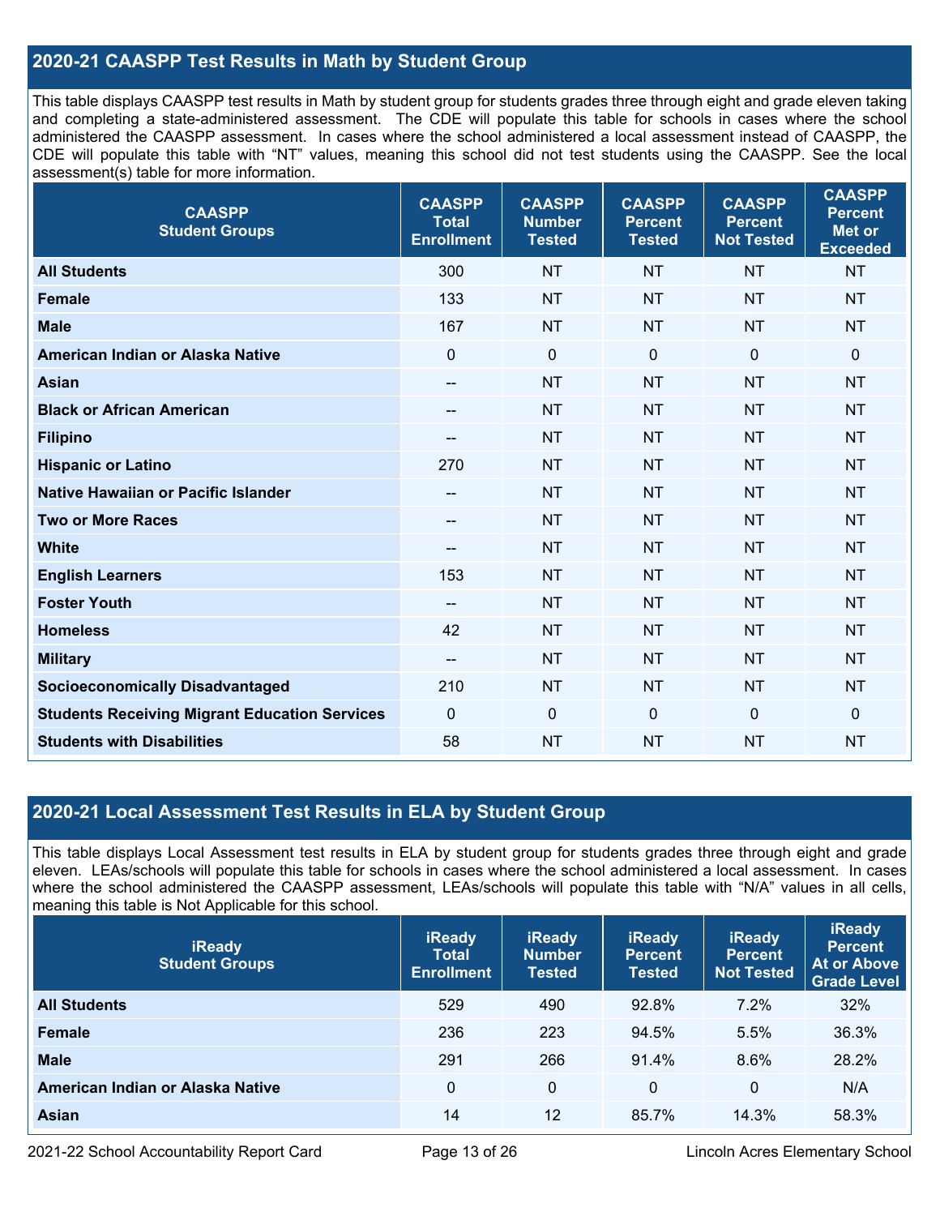## 2020-21 CAASPP Test Results in Math by Student Group

This table displays CAASPP test results in Math by student group for students grades three through eight and grade eleven taking and completing a state-administered assessment. The CDE will populate this table for schools in cases where the school administered the CAASPP assessment. In cases where the school administered a local assessment instead of CAASPP, the CDE will populate this table with "NT" values, meaning this school did not test students using the CAASPP. See the local assessment(s) table for more information.

| CAASPP Student Groups | CAASPP Total Enrollment | CAASPP Number Tested | CAASPP Percent Tested | CAASPP Percent Not Tested | CAASPP Percent Met or Exceeded |
|---|---|---|---|---|---|
| **All Students** | 300 | NT | NT | NT | NT |
| **Female** | 133 | NT | NT | NT | NT |
| **Male** | 167 | NT | NT | NT | NT |
| **American Indian or Alaska Native** | 0 | 0 | 0 | 0 | 0 |
| **Asian** | -- | NT | NT | NT | NT |
| **Black or African American** | -- | NT | NT | NT | NT |
| **Filipino** | -- | NT | NT | NT | NT |
| **Hispanic or Latino** | 270 | NT | NT | NT | NT |
| **Native Hawaiian or Pacific Islander** | -- | NT | NT | NT | NT |
| **Two or More Races** | -- | NT | NT | NT | NT |
| **White** | -- | NT | NT | NT | NT |
| **English Learners** | 153 | NT | NT | NT | NT |
| **Foster Youth** | -- | NT | NT | NT | NT |
| **Homeless** | 42 | NT | NT | NT | NT |
| **Military** | -- | NT | NT | NT | NT |
| **Socioeconomically Disadvantaged** | 210 | NT | NT | NT | NT |
| **Students Receiving Migrant Education Services** | 0 | 0 | 0 | 0 | 0 |
| **Students with Disabilities** | 58 | NT | NT | NT | NT |

## 2020-21 Local Assessment Test Results in ELA by Student Group

This table displays Local Assessment test results in ELA by student group for students grades three through eight and grade eleven. LEAs/schools will populate this table for schools in cases where the school administered a local assessment. In cases where the school administered the CAASPP assessment, LEAs/schools will populate this table with "N/A" values in all cells, meaning this table is Not Applicable for this school.

| iReady Student Groups | iReady Total Enrollment | iReady Number Tested | iReady Percent Tested | iReady Percent Not Tested | iReady Percent At or Above Grade Level |
|---|---|---|---|---|---|
| **All Students** | 529 | 490 | 92.8% | 7.2% | 32% |
| **Female** | 236 | 223 | 94.5% | 5.5% | 36.3% |
| **Male** | 291 | 266 | 91.4% | 8.6% | 28.2% |
| **American Indian or Alaska Native** | 0 | 0 | 0 | 0 | N/A |
| **Asian** | 14 | 12 | 85.7% | 14.3% | 58.3% |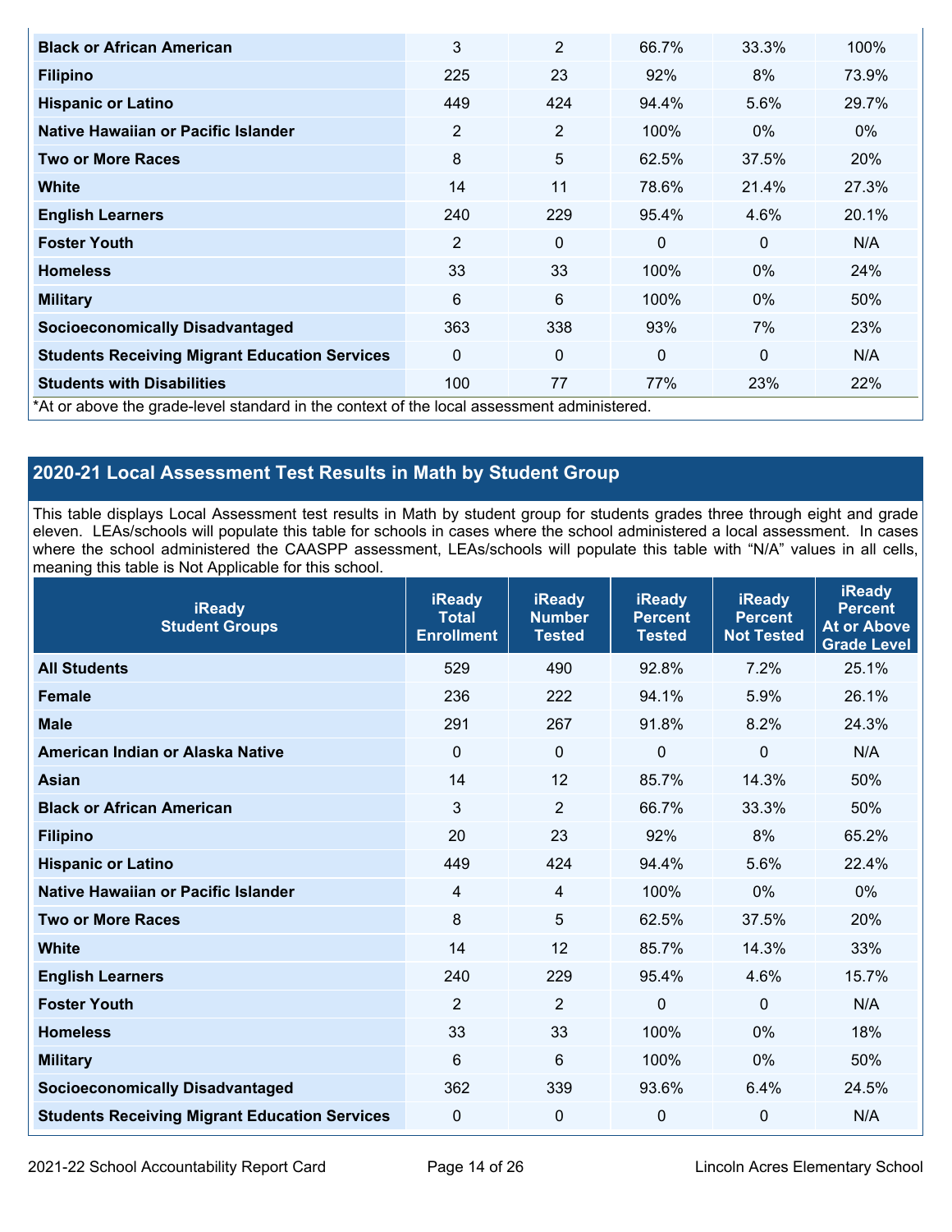| | | | | | |
|---|---|---|---|---|---|
| **Black or African American** | 3 | 2 | 66.7% | 33.3% | 100% |
| **Filipino** | 225 | 23 | 92% | 8% | 73.9% |
| **Hispanic or Latino** | 449 | 424 | 94.4% | 5.6% | 29.7% |
| **Native Hawaiian or Pacific Islander** | 2 | 2 | 100% | 0% | 0% |
| **Two or More Races** | 8 | 5 | 62.5% | 37.5% | 20% |
| **White** | 14 | 11 | 78.6% | 21.4% | 27.3% |
| **English Learners** | 240 | 229 | 95.4% | 4.6% | 20.1% |
| **Foster Youth** | 2 | 0 | 0 | 0 | N/A |
| **Homeless** | 33 | 33 | 100% | 0% | 24% |
| **Military** | 6 | 6 | 100% | 0% | 50% |
| **Socioeconomically Disadvantaged** | 363 | 338 | 93% | 7% | 23% |
| **Students Receiving Migrant Education Services** | 0 | 0 | 0 | 0 | N/A |
| **Students with Disabilities** | 100 | 77 | 77% | 23% | 22% |

*At or above the grade-level standard in the context of the local assessment administered.

## 2020-21 Local Assessment Test Results in Math by Student Group

This table displays Local Assessment test results in Math by student group for students grades three through eight and grade eleven. LEAs/schools will populate this table for schools in cases where the school administered a local assessment. In cases where the school administered the CAASPP assessment, LEAs/schools will populate this table with "N/A" values in all cells, meaning this table is Not Applicable for this school.

| iReady Student Groups | iReady Total Enrollment | iReady Number Tested | iReady Percent Tested | iReady Percent Not Tested | iReady Percent At or Above Grade Level |
|---|---|---|---|---|---|
| **All Students** | 529 | 490 | 92.8% | 7.2% | 25.1% |
| **Female** | 236 | 222 | 94.1% | 5.9% | 26.1% |
| **Male** | 291 | 267 | 91.8% | 8.2% | 24.3% |
| **American Indian or Alaska Native** | 0 | 0 | 0 | 0 | N/A |
| **Asian** | 14 | 12 | 85.7% | 14.3% | 50% |
| **Black or African American** | 3 | 2 | 66.7% | 33.3% | 50% |
| **Filipino** | 20 | 23 | 92% | 8% | 65.2% |
| **Hispanic or Latino** | 449 | 424 | 94.4% | 5.6% | 22.4% |
| **Native Hawaiian or Pacific Islander** | 4 | 4 | 100% | 0% | 0% |
| **Two or More Races** | 8 | 5 | 62.5% | 37.5% | 20% |
| **White** | 14 | 12 | 85.7% | 14.3% | 33% |
| **English Learners** | 240 | 229 | 95.4% | 4.6% | 15.7% |
| **Foster Youth** | 2 | 2 | 0 | 0 | N/A |
| **Homeless** | 33 | 33 | 100% | 0% | 18% |
| **Military** | 6 | 6 | 100% | 0% | 50% |
| **Socioeconomically Disadvantaged** | 362 | 339 | 93.6% | 6.4% | 24.5% |
| **Students Receiving Migrant Education Services** | 0 | 0 | 0 | 0 | N/A |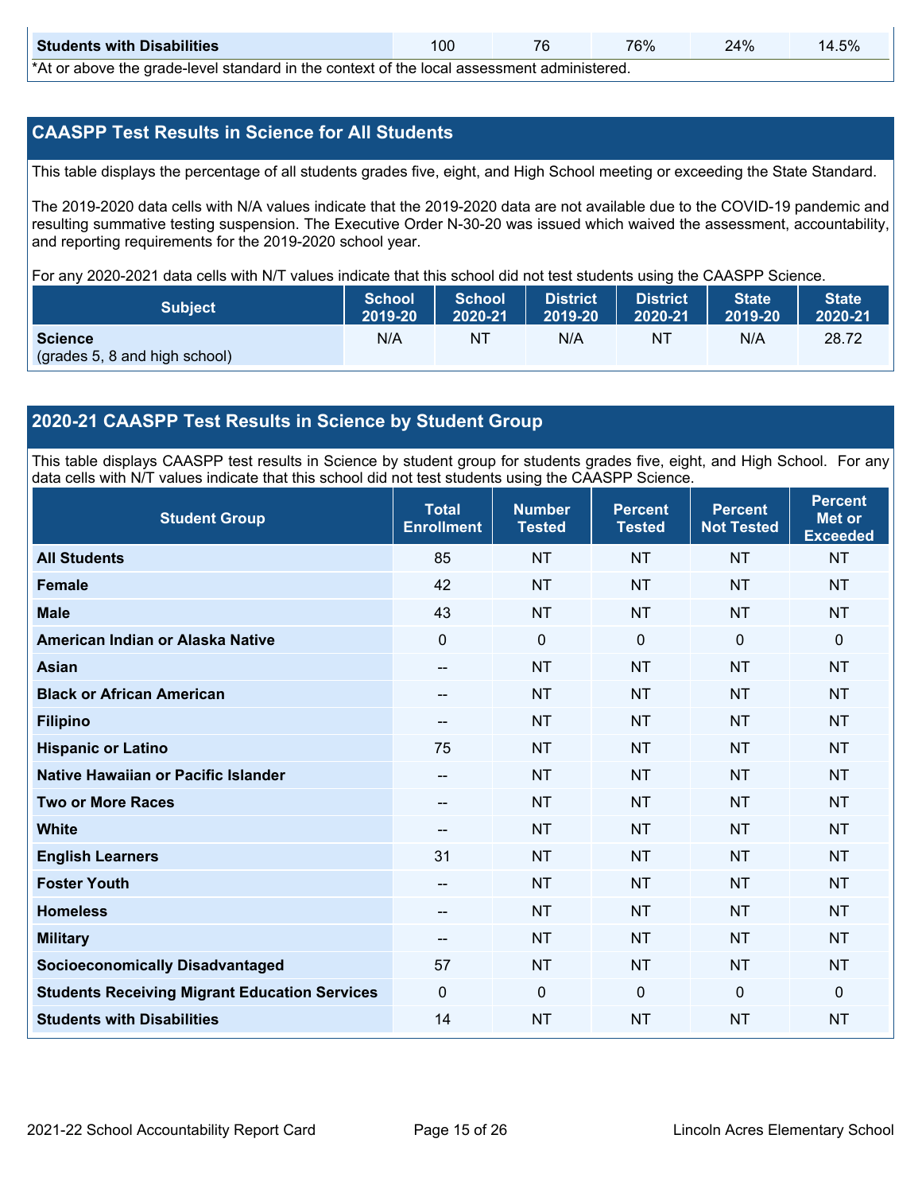| Students with Disabilities | 100 | 76 | 76% | 24% | 14.5% |
|---|---|---|---|---|---|

*At or above the grade-level standard in the context of the local assessment administered.

## CAASPP Test Results in Science for All Students

This table displays the percentage of all students grades five, eight, and High School meeting or exceeding the State Standard.

The 2019-2020 data cells with N/A values indicate that the 2019-2020 data are not available due to the COVID-19 pandemic and resulting summative testing suspension. The Executive Order N-30-20 was issued which waived the assessment, accountability, and reporting requirements for the 2019-2020 school year.

For any 2020-2021 data cells with N/T values indicate that this school did not test students using the CAASPP Science.

| Subject | School 2019-20 | School 2020-21 | District 2019-20 | District 2020-21 | State 2019-20 | State 2020-21 |
|---|---|---|---|---|---|---|
| **Science** (grades 5, 8 and high school) | N/A | NT | N/A | NT | N/A | 28.72 |

## 2020-21 CAASPP Test Results in Science by Student Group

This table displays CAASPP test results in Science by student group for students grades five, eight, and High School. For any data cells with N/T values indicate that this school did not test students using the CAASPP Science.

| Student Group | Total Enrollment | Number Tested | Percent Tested | Percent Not Tested | Percent Met or Exceeded |
|---|---|---|---|---|---|
| **All Students** | 85 | NT | NT | NT | NT |
| **Female** | 42 | NT | NT | NT | NT |
| **Male** | 43 | NT | NT | NT | NT |
| **American Indian or Alaska Native** | 0 | 0 | 0 | 0 | 0 |
| **Asian** | -- | NT | NT | NT | NT |
| **Black or African American** | -- | NT | NT | NT | NT |
| **Filipino** | -- | NT | NT | NT | NT |
| **Hispanic or Latino** | 75 | NT | NT | NT | NT |
| **Native Hawaiian or Pacific Islander** | -- | NT | NT | NT | NT |
| **Two or More Races** | -- | NT | NT | NT | NT |
| **White** | -- | NT | NT | NT | NT |
| **English Learners** | 31 | NT | NT | NT | NT |
| **Foster Youth** | -- | NT | NT | NT | NT |
| **Homeless** | -- | NT | NT | NT | NT |
| **Military** | -- | NT | NT | NT | NT |
| **Socioeconomically Disadvantaged** | 57 | NT | NT | NT | NT |
| **Students Receiving Migrant Education Services** | 0 | 0 | 0 | 0 | 0 |
| **Students with Disabilities** | 14 | NT | NT | NT | NT |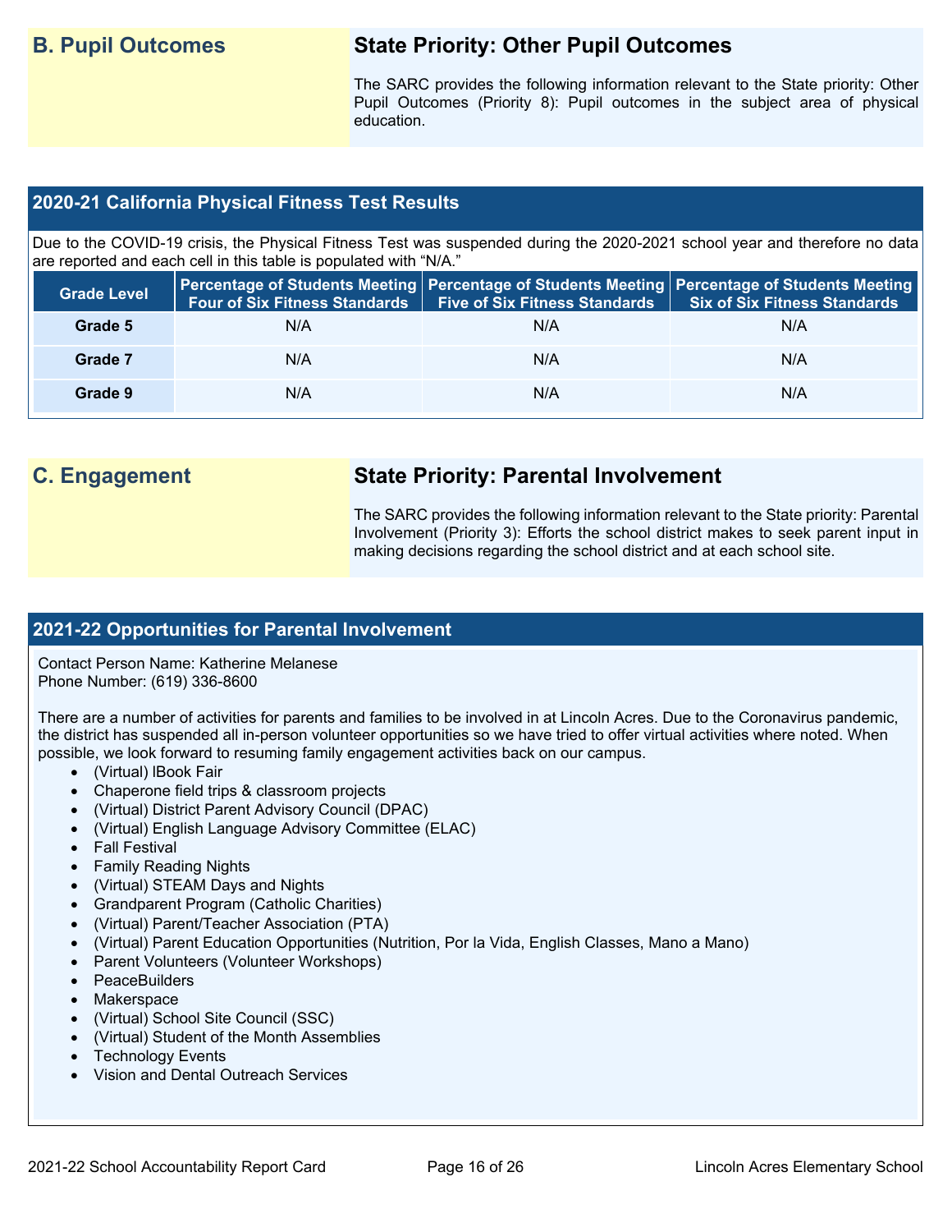## B. Pupil Outcomes

### State Priority: Other Pupil Outcomes

The SARC provides the following information relevant to the State priority: Other Pupil Outcomes (Priority 8): Pupil outcomes in the subject area of physical education.

### 2020-21 California Physical Fitness Test Results

Due to the COVID-19 crisis, the Physical Fitness Test was suspended during the 2020-2021 school year and therefore no data are reported and each cell in this table is populated with "N/A."

| Grade Level | Percentage of Students Meeting Four of Six Fitness Standards | Percentage of Students Meeting Five of Six Fitness Standards | Percentage of Students Meeting Six of Six Fitness Standards |
|---|---|---|---|
| Grade 5 | N/A | N/A | N/A |
| Grade 7 | N/A | N/A | N/A |
| Grade 9 | N/A | N/A | N/A |

## C. Engagement

### State Priority: Parental Involvement

The SARC provides the following information relevant to the State priority: Parental Involvement (Priority 3): Efforts the school district makes to seek parent input in making decisions regarding the school district and at each school site.

### 2021-22 Opportunities for Parental Involvement

Contact Person Name: Katherine Melanese
Phone Number: (619) 336-8600

There are a number of activities for parents and families to be involved in at Lincoln Acres. Due to the Coronavirus pandemic, the district has suspended all in-person volunteer opportunities so we have tried to offer virtual activities where noted. When possible, we look forward to resuming family engagement activities back on our campus.

- (Virtual) IBook Fair
- Chaperone field trips & classroom projects
- (Virtual) District Parent Advisory Council (DPAC)
- (Virtual) English Language Advisory Committee (ELAC)
- Fall Festival
- Family Reading Nights
- (Virtual) STEAM Days and Nights
- Grandparent Program (Catholic Charities)
- (Virtual) Parent/Teacher Association (PTA)
- (Virtual) Parent Education Opportunities (Nutrition, Por la Vida, English Classes, Mano a Mano)
- Parent Volunteers (Volunteer Workshops)
- PeaceBuilders
- Makerspace
- (Virtual) School Site Council (SSC)
- (Virtual) Student of the Month Assemblies
- Technology Events
- Vision and Dental Outreach Services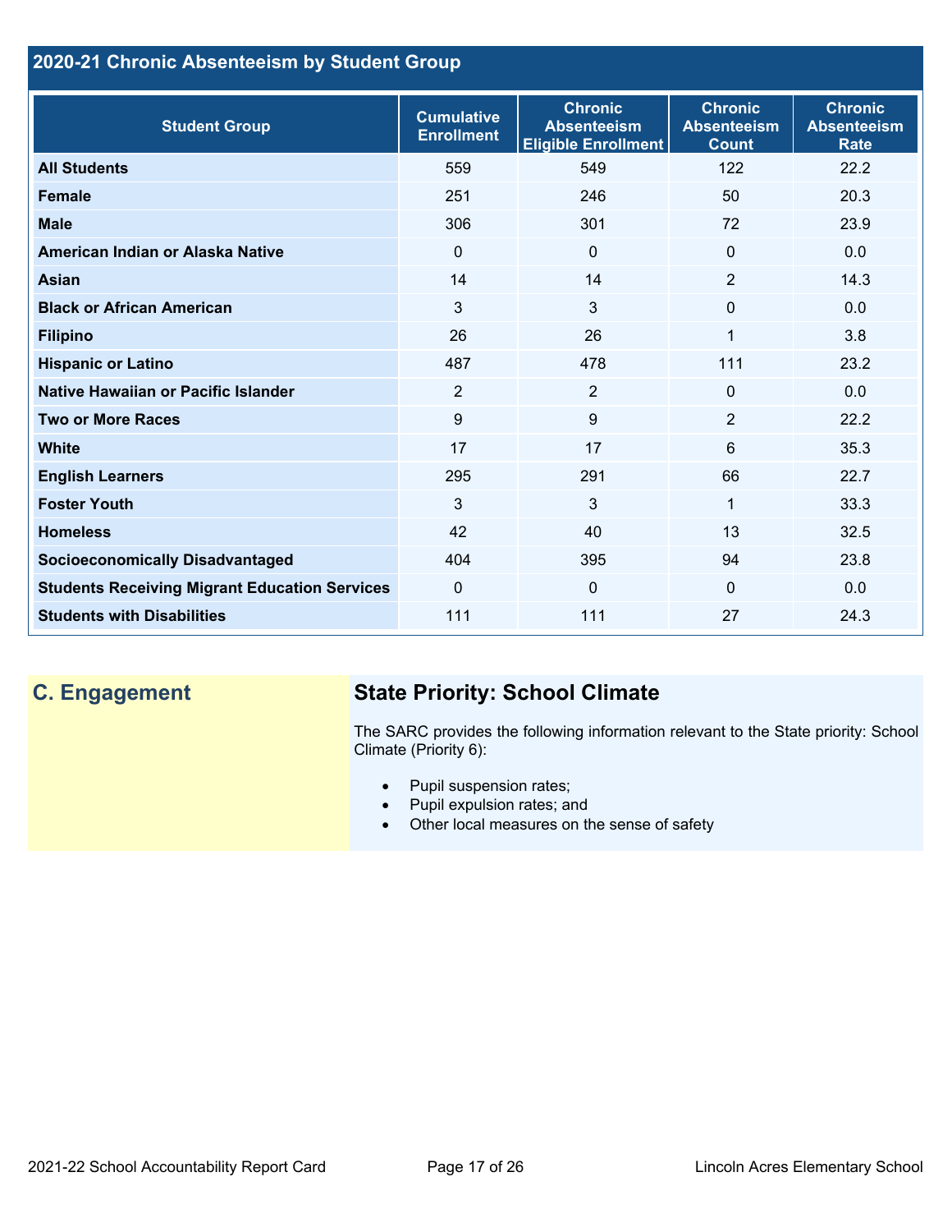## 2020-21 Chronic Absenteeism by Student Group

| Student Group | Cumulative Enrollment | Chronic Absenteeism Eligible Enrollment | Chronic Absenteeism Count | Chronic Absenteeism Rate |
|---|---|---|---|---|
| **All Students** | 559 | 549 | 122 | 22.2 |
| **Female** | 251 | 246 | 50 | 20.3 |
| **Male** | 306 | 301 | 72 | 23.9 |
| **American Indian or Alaska Native** | 0 | 0 | 0 | 0.0 |
| **Asian** | 14 | 14 | 2 | 14.3 |
| **Black or African American** | 3 | 3 | 0 | 0.0 |
| **Filipino** | 26 | 26 | 1 | 3.8 |
| **Hispanic or Latino** | 487 | 478 | 111 | 23.2 |
| **Native Hawaiian or Pacific Islander** | 2 | 2 | 0 | 0.0 |
| **Two or More Races** | 9 | 9 | 2 | 22.2 |
| **White** | 17 | 17 | 6 | 35.3 |
| **English Learners** | 295 | 291 | 66 | 22.7 |
| **Foster Youth** | 3 | 3 | 1 | 33.3 |
| **Homeless** | 42 | 40 | 13 | 32.5 |
| **Socioeconomically Disadvantaged** | 404 | 395 | 94 | 23.8 |
| **Students Receiving Migrant Education Services** | 0 | 0 | 0 | 0.0 |
| **Students with Disabilities** | 111 | 111 | 27 | 24.3 |

## C. Engagement

### State Priority: School Climate

The SARC provides the following information relevant to the State priority: School Climate (Priority 6):

- Pupil suspension rates;
- Pupil expulsion rates; and
- Other local measures on the sense of safety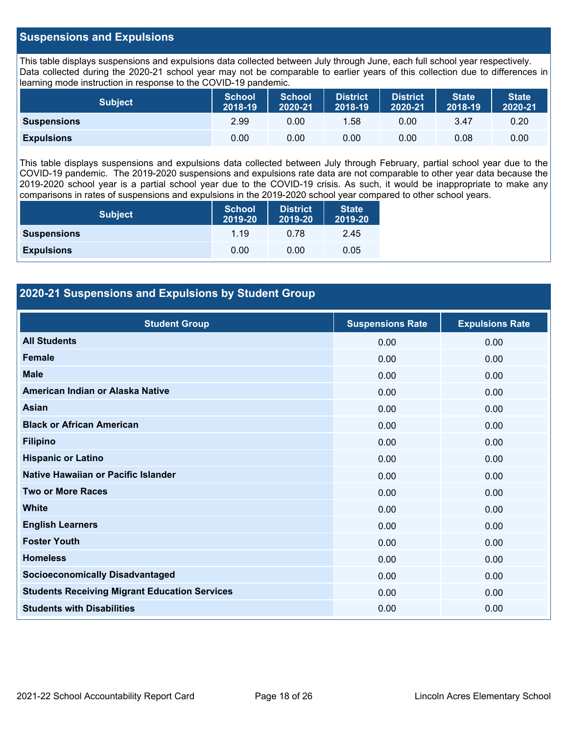## Suspensions and Expulsions

This table displays suspensions and expulsions data collected between July through June, each full school year respectively. Data collected during the 2020-21 school year may not be comparable to earlier years of this collection due to differences in learning mode instruction in response to the COVID-19 pandemic.

| Subject | School 2018-19 | School 2020-21 | District 2018-19 | District 2020-21 | State 2018-19 | State 2020-21 |
|---|---|---|---|---|---|---|
| **Suspensions** | 2.99 | 0.00 | 1.58 | 0.00 | 3.47 | 0.20 |
| **Expulsions** | 0.00 | 0.00 | 0.00 | 0.00 | 0.08 | 0.00 |

This table displays suspensions and expulsions data collected between July through February, partial school year due to the COVID-19 pandemic. The 2019-2020 suspensions and expulsions rate data are not comparable to other year data because the 2019-2020 school year is a partial school year due to the COVID-19 crisis. As such, it would be inappropriate to make any comparisons in rates of suspensions and expulsions in the 2019-2020 school year compared to other school years.

| Subject | School 2019-20 | District 2019-20 | State 2019-20 |
|---|---|---|---|
| **Suspensions** | 1.19 | 0.78 | 2.45 |
| **Expulsions** | 0.00 | 0.00 | 0.05 |

## 2020-21 Suspensions and Expulsions by Student Group

| Student Group | Suspensions Rate | Expulsions Rate |
|---|---|---|
| **All Students** | 0.00 | 0.00 |
| **Female** | 0.00 | 0.00 |
| **Male** | 0.00 | 0.00 |
| **American Indian or Alaska Native** | 0.00 | 0.00 |
| **Asian** | 0.00 | 0.00 |
| **Black or African American** | 0.00 | 0.00 |
| **Filipino** | 0.00 | 0.00 |
| **Hispanic or Latino** | 0.00 | 0.00 |
| **Native Hawaiian or Pacific Islander** | 0.00 | 0.00 |
| **Two or More Races** | 0.00 | 0.00 |
| **White** | 0.00 | 0.00 |
| **English Learners** | 0.00 | 0.00 |
| **Foster Youth** | 0.00 | 0.00 |
| **Homeless** | 0.00 | 0.00 |
| **Socioeconomically Disadvantaged** | 0.00 | 0.00 |
| **Students Receiving Migrant Education Services** | 0.00 | 0.00 |
| **Students with Disabilities** | 0.00 | 0.00 |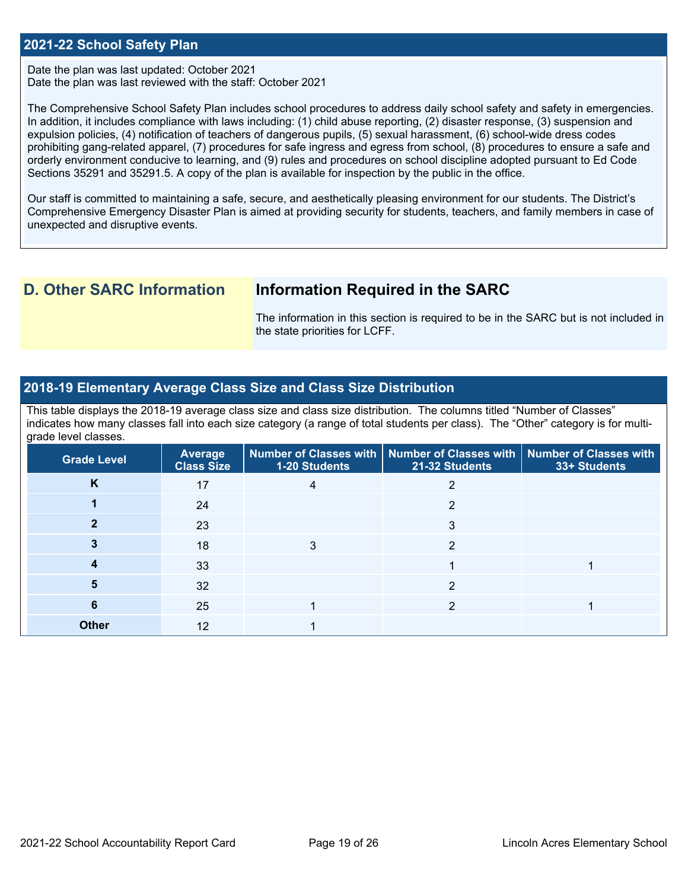## 2021-22 School Safety Plan

Date the plan was last updated: October 2021
Date the plan was last reviewed with the staff: October 2021

The Comprehensive School Safety Plan includes school procedures to address daily school safety and safety in emergencies. In addition, it includes compliance with laws including: (1) child abuse reporting, (2) disaster response, (3) suspension and expulsion policies, (4) notification of teachers of dangerous pupils, (5) sexual harassment, (6) school-wide dress codes prohibiting gang-related apparel, (7) procedures for safe ingress and egress from school, (8) procedures to ensure a safe and orderly environment conducive to learning, and (9) rules and procedures on school discipline adopted pursuant to Ed Code Sections 35291 and 35291.5. A copy of the plan is available for inspection by the public in the office.

Our staff is committed to maintaining a safe, secure, and aesthetically pleasing environment for our students. The District's Comprehensive Emergency Disaster Plan is aimed at providing security for students, teachers, and family members in case of unexpected and disruptive events.

# D. Other SARC Information

## Information Required in the SARC

The information in this section is required to be in the SARC but is not included in the state priorities for LCFF.

## 2018-19 Elementary Average Class Size and Class Size Distribution

This table displays the 2018-19 average class size and class size distribution. The columns titled "Number of Classes" indicates how many classes fall into each size category (a range of total students per class). The "Other" category is for multi-grade level classes.

| Grade Level | Average Class Size | Number of Classes with 1-20 Students | Number of Classes with 21-32 Students | Number of Classes with 33+ Students |
|---|---|---|---|---|
| K | 17 | 4 | 2 | |
| 1 | 24 | | 2 | |
| 2 | 23 | | 3 | |
| 3 | 18 | 3 | 2 | |
| 4 | 33 | | 1 | 1 |
| 5 | 32 | | 2 | |
| 6 | 25 | 1 | 2 | 1 |
| Other | 12 | 1 | | |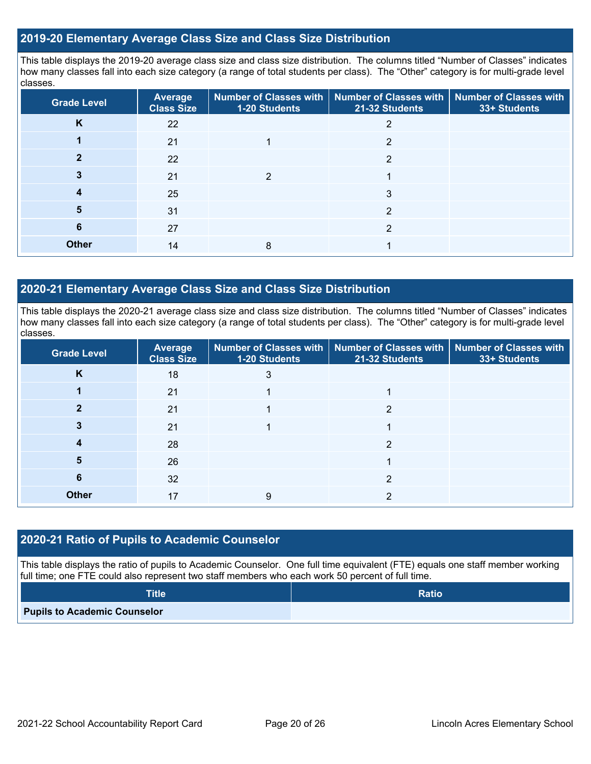## 2019-20 Elementary Average Class Size and Class Size Distribution

This table displays the 2019-20 average class size and class size distribution. The columns titled "Number of Classes" indicates how many classes fall into each size category (a range of total students per class). The "Other" category is for multi-grade level classes.

| Grade Level | Average Class Size | Number of Classes with 1-20 Students | Number of Classes with 21-32 Students | Number of Classes with 33+ Students |
|---|---|---|---|---|
| K | 22 | | 2 | |
| 1 | 21 | 1 | 2 | |
| 2 | 22 | | 2 | |
| 3 | 21 | 2 | 1 | |
| 4 | 25 | | 3 | |
| 5 | 31 | | 2 | |
| 6 | 27 | | 2 | |
| Other | 14 | 8 | 1 | |

## 2020-21 Elementary Average Class Size and Class Size Distribution

This table displays the 2020-21 average class size and class size distribution. The columns titled "Number of Classes" indicates how many classes fall into each size category (a range of total students per class). The "Other" category is for multi-grade level classes.

| Grade Level | Average Class Size | Number of Classes with 1-20 Students | Number of Classes with 21-32 Students | Number of Classes with 33+ Students |
|---|---|---|---|---|
| K | 18 | 3 | | |
| 1 | 21 | 1 | 1 | |
| 2 | 21 | 1 | 2 | |
| 3 | 21 | 1 | 1 | |
| 4 | 28 | | 2 | |
| 5 | 26 | | 1 | |
| 6 | 32 | | 2 | |
| Other | 17 | 9 | 2 | |

## 2020-21 Ratio of Pupils to Academic Counselor

This table displays the ratio of pupils to Academic Counselor. One full time equivalent (FTE) equals one staff member working full time; one FTE could also represent two staff members who each work 50 percent of full time.

| Title | Ratio |
|---|---|
| Pupils to Academic Counselor | |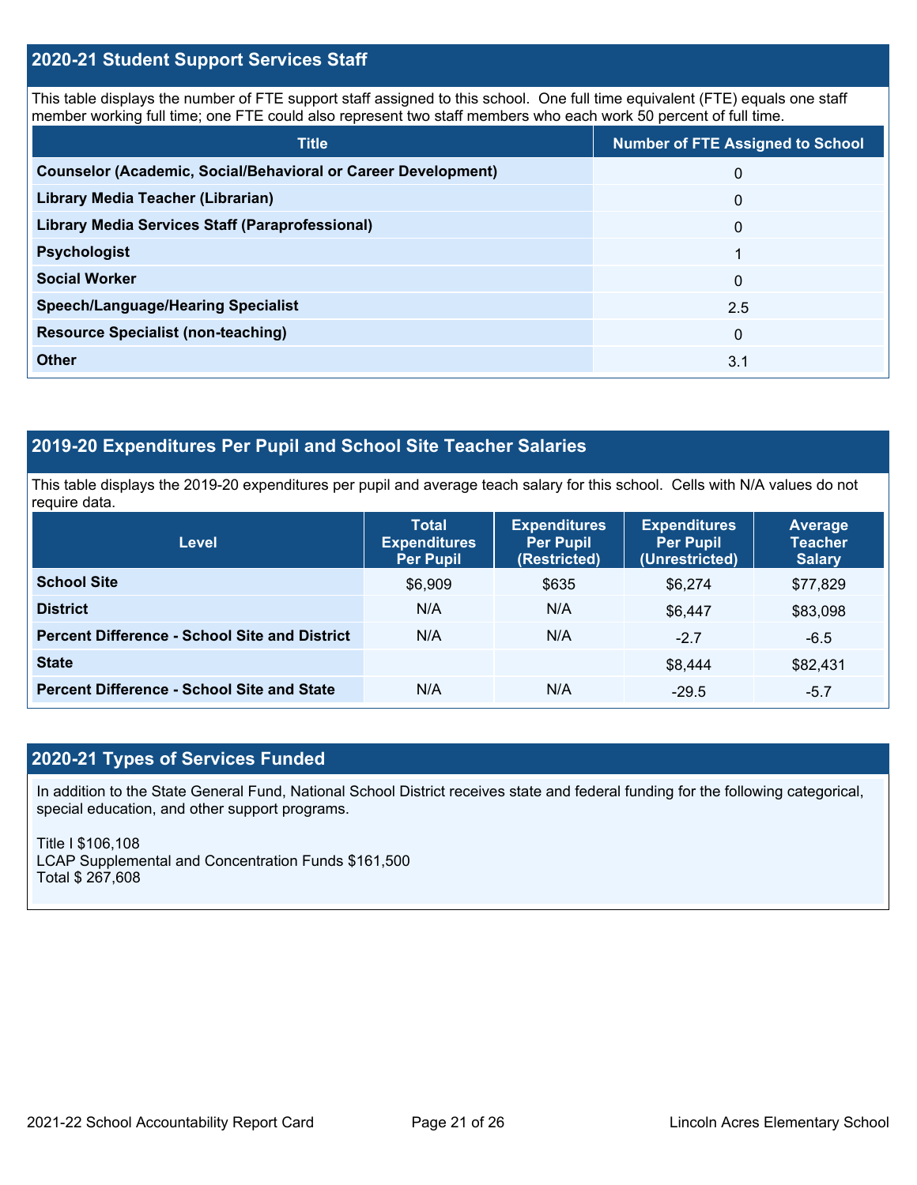## 2020-21 Student Support Services Staff

This table displays the number of FTE support staff assigned to this school. One full time equivalent (FTE) equals one staff member working full time; one FTE could also represent two staff members who each work 50 percent of full time.

| Title | Number of FTE Assigned to School |
|---|---|
| **Counselor (Academic, Social/Behavioral or Career Development)** | 0 |
| **Library Media Teacher (Librarian)** | 0 |
| **Library Media Services Staff (Paraprofessional)** | 0 |
| **Psychologist** | 1 |
| **Social Worker** | 0 |
| **Speech/Language/Hearing Specialist** | 2.5 |
| **Resource Specialist (non-teaching)** | 0 |
| **Other** | 3.1 |

## 2019-20 Expenditures Per Pupil and School Site Teacher Salaries

This table displays the 2019-20 expenditures per pupil and average teach salary for this school. Cells with N/A values do not require data.

| Level | Total Expenditures Per Pupil | Expenditures Per Pupil (Restricted) | Expenditures Per Pupil (Unrestricted) | Average Teacher Salary |
|---|---|---|---|---|
| **School Site** | $6,909 | $635 | $6,274 | $77,829 |
| **District** | N/A | N/A | $6,447 | $83,098 |
| **Percent Difference - School Site and District** | N/A | N/A | -2.7 | -6.5 |
| **State** | | | $8,444 | $82,431 |
| **Percent Difference - School Site and State** | N/A | N/A | -29.5 | -5.7 |

## 2020-21 Types of Services Funded

In addition to the State General Fund, National School District receives state and federal funding for the following categorical, special education, and other support programs.

Title I $106,108
LCAP Supplemental and Concentration Funds $161,500
Total $ 267,608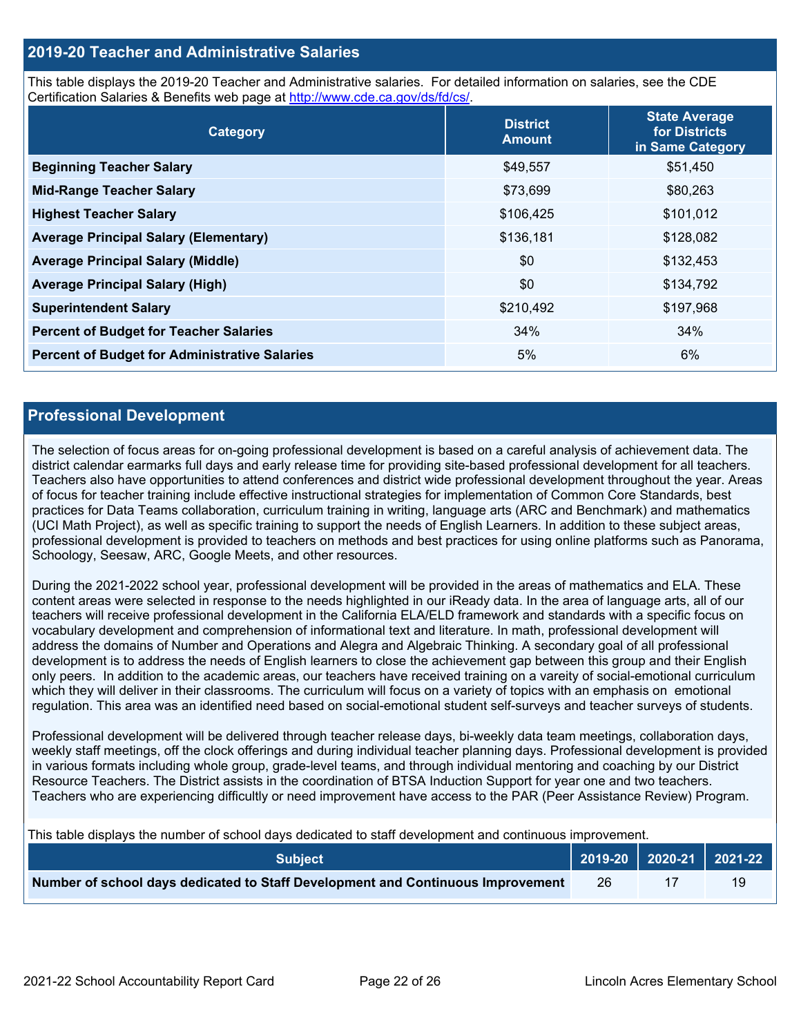## 2019-20 Teacher and Administrative Salaries

This table displays the 2019-20 Teacher and Administrative salaries. For detailed information on salaries, see the CDE Certification Salaries & Benefits web page at http://www.cde.ca.gov/ds/fd/cs/.

| Category | District Amount | State Average for Districts in Same Category |
|---|---|---|
| **Beginning Teacher Salary** | $49,557 | $51,450 |
| **Mid-Range Teacher Salary** | $73,699 | $80,263 |
| **Highest Teacher Salary** | $106,425 | $101,012 |
| **Average Principal Salary (Elementary)** | $136,181 | $128,082 |
| **Average Principal Salary (Middle)** | $0 | $132,453 |
| **Average Principal Salary (High)** | $0 | $134,792 |
| **Superintendent Salary** | $210,492 | $197,968 |
| **Percent of Budget for Teacher Salaries** | 34% | 34% |
| **Percent of Budget for Administrative Salaries** | 5% | 6% |

## Professional Development

The selection of focus areas for on-going professional development is based on a careful analysis of achievement data. The district calendar earmarks full days and early release time for providing site-based professional development for all teachers. Teachers also have opportunities to attend conferences and district wide professional development throughout the year. Areas of focus for teacher training include effective instructional strategies for implementation of Common Core Standards, best practices for Data Teams collaboration, curriculum training in writing, language arts (ARC and Benchmark) and mathematics (UCI Math Project), as well as specific training to support the needs of English Learners. In addition to these subject areas, professional development is provided to teachers on methods and best practices for using online platforms such as Panorama, Schoology, Seesaw, ARC, Google Meets, and other resources.

During the 2021-2022 school year, professional development will be provided in the areas of mathematics and ELA. These content areas were selected in response to the needs highlighted in our iReady data. In the area of language arts, all of our teachers will receive professional development in the California ELA/ELD framework and standards with a specific focus on vocabulary development and comprehension of informational text and literature. In math, professional development will address the domains of Number and Operations and Alegra and Algebraic Thinking. A secondary goal of all professional development is to address the needs of English learners to close the achievement gap between this group and their English only peers. In addition to the academic areas, our teachers have received training on a vareity of social-emotional curriculum which they will deliver in their classrooms. The curriculum will focus on a variety of topics with an emphasis on emotional regulation. This area was an identified need based on social-emotional student self-surveys and teacher surveys of students.

Professional development will be delivered through teacher release days, bi-weekly data team meetings, collaboration days, weekly staff meetings, off the clock offerings and during individual teacher planning days. Professional development is provided in various formats including whole group, grade-level teams, and through individual mentoring and coaching by our District Resource Teachers. The District assists in the coordination of BTSA Induction Support for year one and two teachers. Teachers who are experiencing difficultly or need improvement have access to the PAR (Peer Assistance Review) Program.

This table displays the number of school days dedicated to staff development and continuous improvement.

| Subject | 2019-20 | 2020-21 | 2021-22 |
|---|---|---|---|
| **Number of school days dedicated to Staff Development and Continuous Improvement** | 26 | 17 | 19 |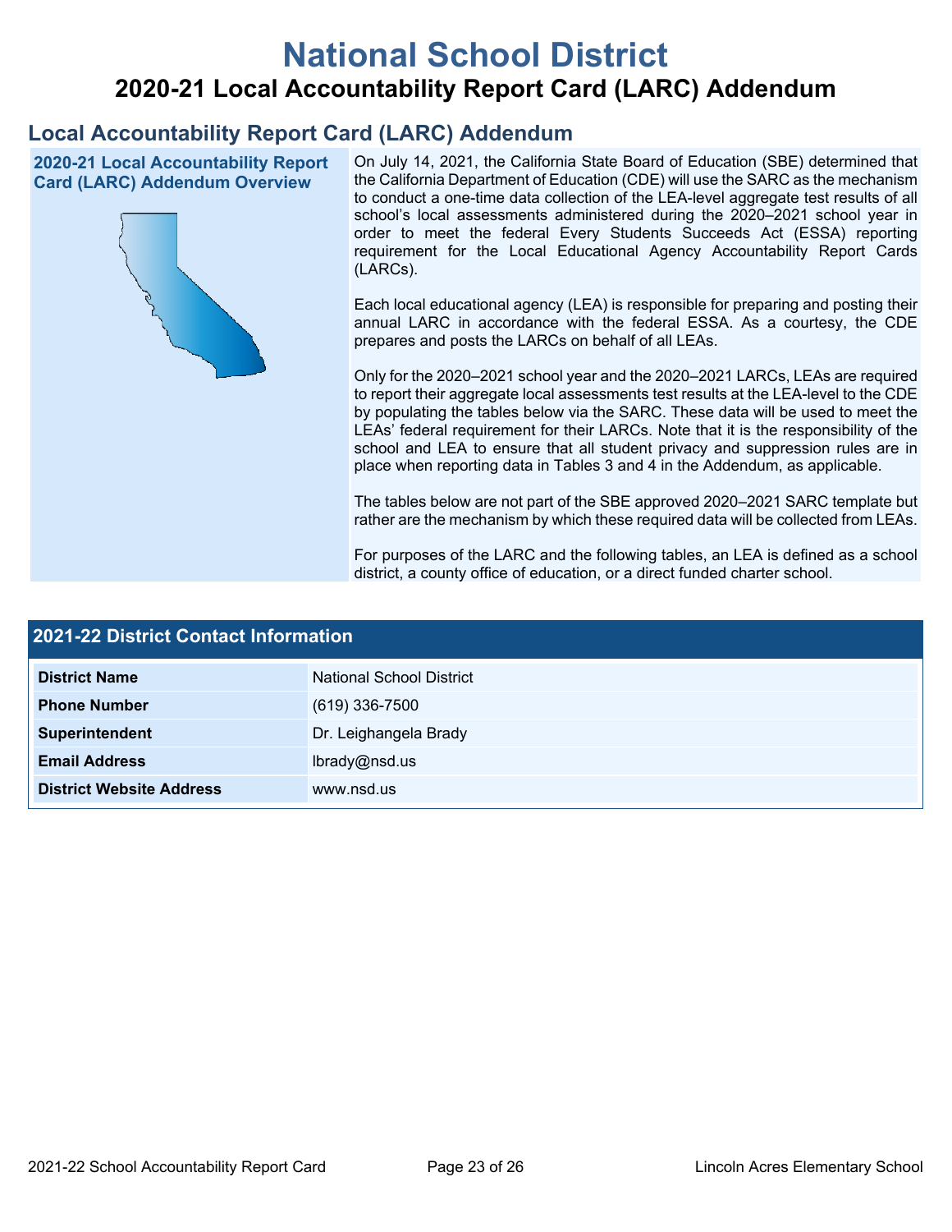# National School District

## 2020-21 Local Accountability Report Card (LARC) Addendum

## Local Accountability Report Card (LARC) Addendum

### 2020-21 Local Accountability Report Card (LARC) Addendum Overview

On July 14, 2021, the California State Board of Education (SBE) determined that the California Department of Education (CDE) will use the SARC as the mechanism to conduct a one-time data collection of the LEA-level aggregate test results of all school's local assessments administered during the 2020–2021 school year in order to meet the federal Every Students Succeeds Act (ESSA) reporting requirement for the Local Educational Agency Accountability Report Cards (LARCs).

Each local educational agency (LEA) is responsible for preparing and posting their annual LARC in accordance with the federal ESSA. As a courtesy, the CDE prepares and posts the LARCs on behalf of all LEAs.

Only for the 2020–2021 school year and the 2020–2021 LARCs, LEAs are required to report their aggregate local assessments test results at the LEA-level to the CDE by populating the tables below via the SARC. These data will be used to meet the LEAs' federal requirement for their LARCs. Note that it is the responsibility of the school and LEA to ensure that all student privacy and suppression rules are in place when reporting data in Tables 3 and 4 in the Addendum, as applicable.

The tables below are not part of the SBE approved 2020–2021 SARC template but rather are the mechanism by which these required data will be collected from LEAs.

For purposes of the LARC and the following tables, an LEA is defined as a school district, a county office of education, or a direct funded charter school.

### 2021-22 District Contact Information

| 2021-22 District Contact Information | |
|---|---|
| **District Name** | National School District |
| **Phone Number** | (619) 336-7500 |
| **Superintendent** | Dr. Leighangela Brady |
| **Email Address** | lbrady@nsd.us |
| **District Website Address** | www.nsd.us |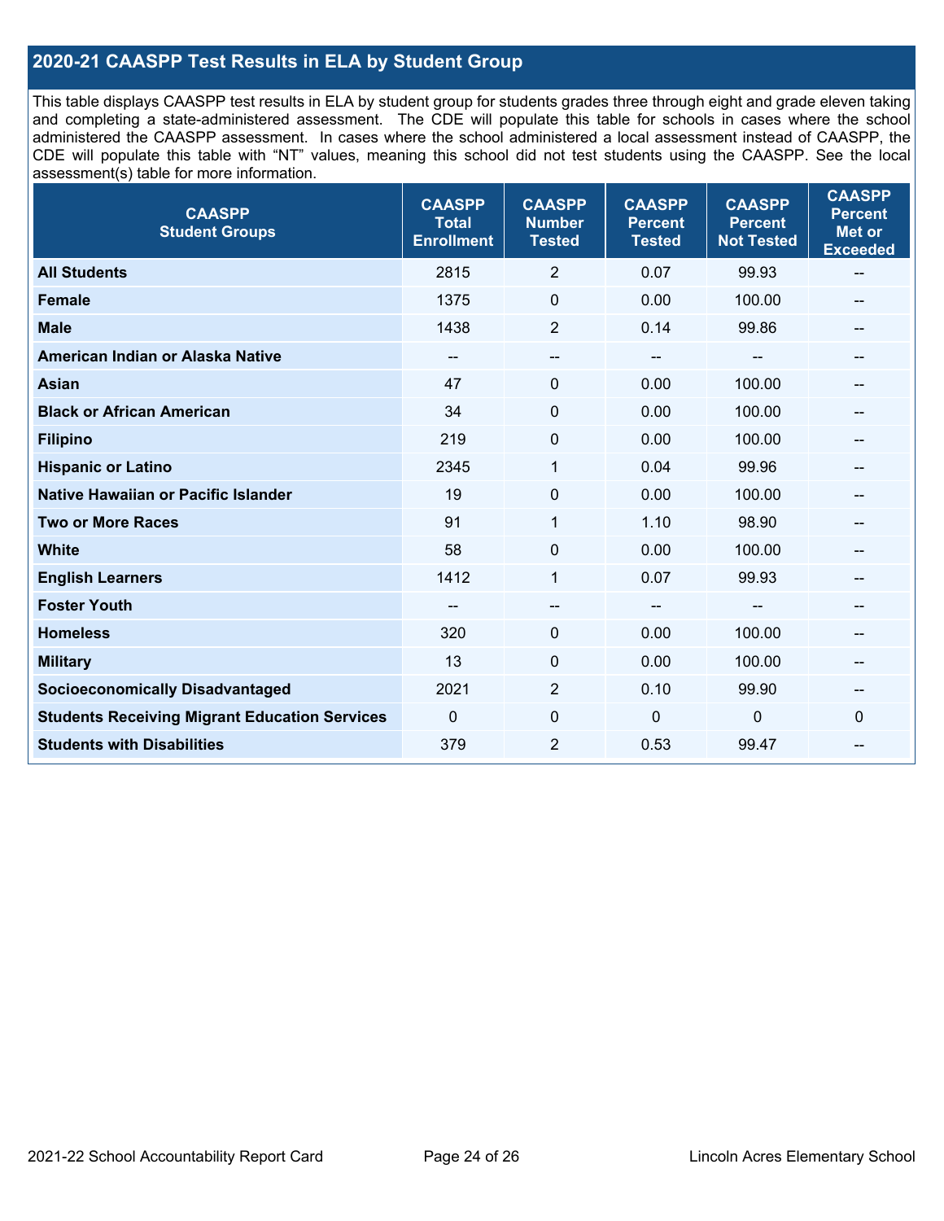## 2020-21 CAASPP Test Results in ELA by Student Group

This table displays CAASPP test results in ELA by student group for students grades three through eight and grade eleven taking and completing a state-administered assessment. The CDE will populate this table for schools in cases where the school administered the CAASPP assessment. In cases where the school administered a local assessment instead of CAASPP, the CDE will populate this table with "NT" values, meaning this school did not test students using the CAASPP. See the local assessment(s) table for more information.

| CAASPP Student Groups | CAASPP Total Enrollment | CAASPP Number Tested | CAASPP Percent Tested | CAASPP Percent Not Tested | CAASPP Percent Met or Exceeded |
|---|---|---|---|---|---|
| **All Students** | 2815 | 2 | 0.07 | 99.93 | -- |
| **Female** | 1375 | 0 | 0.00 | 100.00 | -- |
| **Male** | 1438 | 2 | 0.14 | 99.86 | -- |
| **American Indian or Alaska Native** | -- | -- | -- | -- | -- |
| **Asian** | 47 | 0 | 0.00 | 100.00 | -- |
| **Black or African American** | 34 | 0 | 0.00 | 100.00 | -- |
| **Filipino** | 219 | 0 | 0.00 | 100.00 | -- |
| **Hispanic or Latino** | 2345 | 1 | 0.04 | 99.96 | -- |
| **Native Hawaiian or Pacific Islander** | 19 | 0 | 0.00 | 100.00 | -- |
| **Two or More Races** | 91 | 1 | 1.10 | 98.90 | -- |
| **White** | 58 | 0 | 0.00 | 100.00 | -- |
| **English Learners** | 1412 | 1 | 0.07 | 99.93 | -- |
| **Foster Youth** | -- | -- | -- | -- | -- |
| **Homeless** | 320 | 0 | 0.00 | 100.00 | -- |
| **Military** | 13 | 0 | 0.00 | 100.00 | -- |
| **Socioeconomically Disadvantaged** | 2021 | 2 | 0.10 | 99.90 | -- |
| **Students Receiving Migrant Education Services** | 0 | 0 | 0 | 0 | 0 |
| **Students with Disabilities** | 379 | 2 | 0.53 | 99.47 | -- |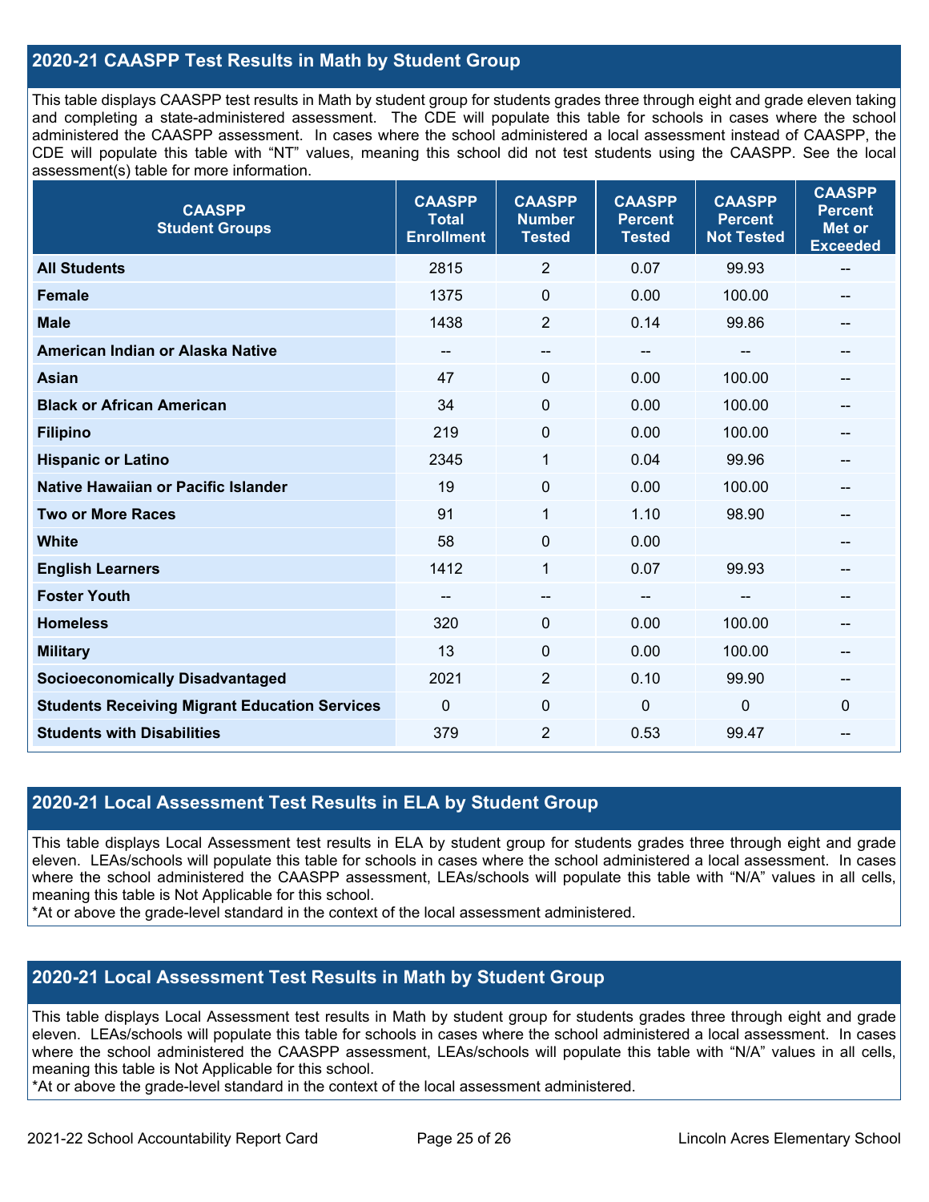## 2020-21 CAASPP Test Results in Math by Student Group

This table displays CAASPP test results in Math by student group for students grades three through eight and grade eleven taking and completing a state-administered assessment. The CDE will populate this table for schools in cases where the school administered the CAASPP assessment. In cases where the school administered a local assessment instead of CAASPP, the CDE will populate this table with "NT" values, meaning this school did not test students using the CAASPP. See the local assessment(s) table for more information.

| CAASPP Student Groups | CAASPP Total Enrollment | CAASPP Number Tested | CAASPP Percent Tested | CAASPP Percent Not Tested | CAASPP Percent Met or Exceeded |
|---|---|---|---|---|---|
| **All Students** | 2815 | 2 | 0.07 | 99.93 | -- |
| **Female** | 1375 | 0 | 0.00 | 100.00 | -- |
| **Male** | 1438 | 2 | 0.14 | 99.86 | -- |
| **American Indian or Alaska Native** | -- | -- | -- | -- | -- |
| **Asian** | 47 | 0 | 0.00 | 100.00 | -- |
| **Black or African American** | 34 | 0 | 0.00 | 100.00 | -- |
| **Filipino** | 219 | 0 | 0.00 | 100.00 | -- |
| **Hispanic or Latino** | 2345 | 1 | 0.04 | 99.96 | -- |
| **Native Hawaiian or Pacific Islander** | 19 | 0 | 0.00 | 100.00 | -- |
| **Two or More Races** | 91 | 1 | 1.10 | 98.90 | -- |
| **White** | 58 | 0 | 0.00 | | -- |
| **English Learners** | 1412 | 1 | 0.07 | 99.93 | -- |
| **Foster Youth** | -- | -- | -- | -- | -- |
| **Homeless** | 320 | 0 | 0.00 | 100.00 | -- |
| **Military** | 13 | 0 | 0.00 | 100.00 | -- |
| **Socioeconomically Disadvantaged** | 2021 | 2 | 0.10 | 99.90 | -- |
| **Students Receiving Migrant Education Services** | 0 | 0 | 0 | 0 | 0 |
| **Students with Disabilities** | 379 | 2 | 0.53 | 99.47 | -- |

## 2020-21 Local Assessment Test Results in ELA by Student Group

This table displays Local Assessment test results in ELA by student group for students grades three through eight and grade eleven. LEAs/schools will populate this table for schools in cases where the school administered a local assessment. In cases where the school administered the CAASPP assessment, LEAs/schools will populate this table with "N/A" values in all cells, meaning this table is Not Applicable for this school.

*At or above the grade-level standard in the context of the local assessment administered.

## 2020-21 Local Assessment Test Results in Math by Student Group

This table displays Local Assessment test results in Math by student group for students grades three through eight and grade eleven. LEAs/schools will populate this table for schools in cases where the school administered a local assessment. In cases where the school administered the CAASPP assessment, LEAs/schools will populate this table with "N/A" values in all cells, meaning this table is Not Applicable for this school.

*At or above the grade-level standard in the context of the local assessment administered.